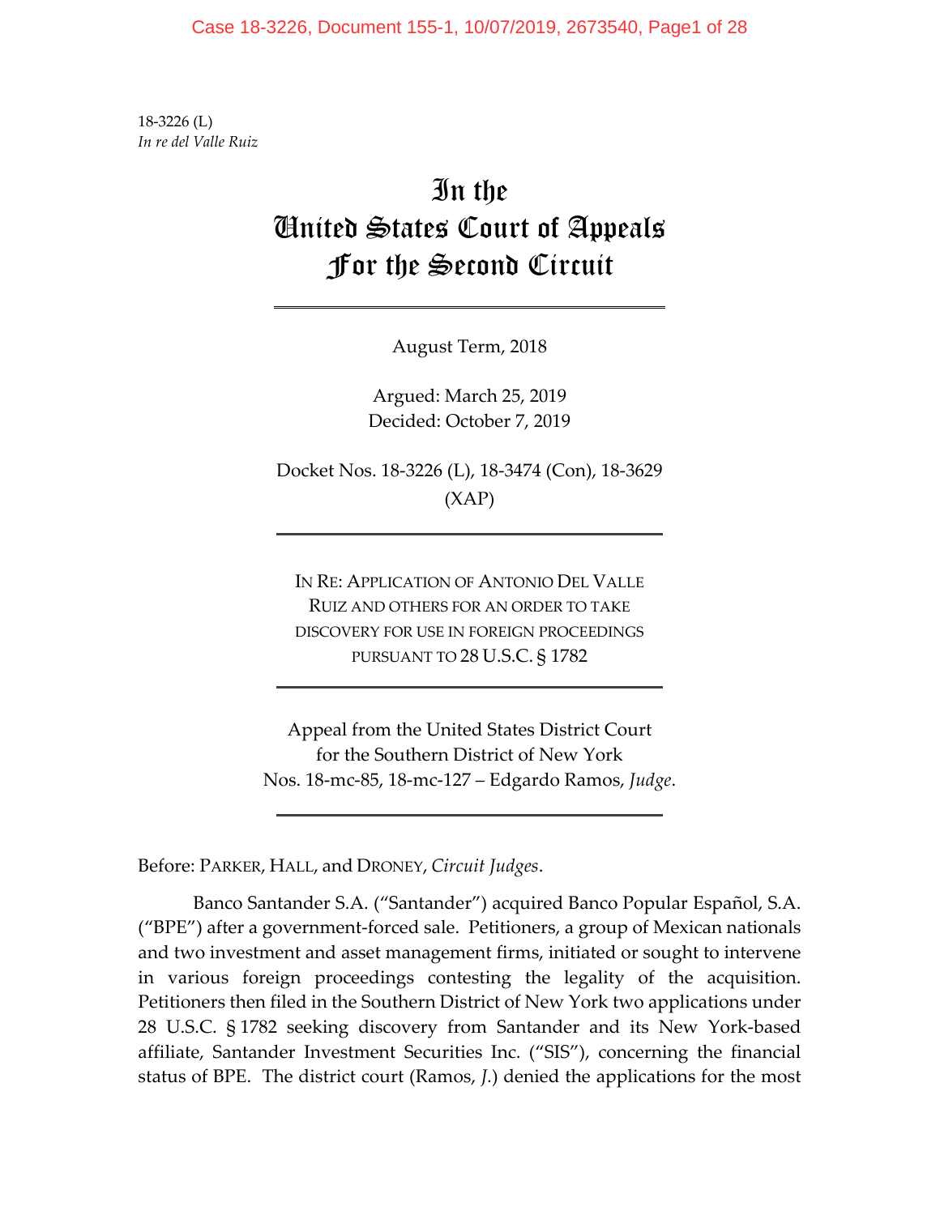18-3226 (L)
*In re del Valle Ruiz*

# In the United States Court of Appeals For the Second Circuit

August Term, 2018

Argued: March 25, 2019
Decided: October 7, 2019

Docket Nos. 18-3226 (L), 18-3474 (Con), 18-3629 (XAP)

IN RE: APPLICATION OF ANTONIO DEL VALLE RUIZ AND OTHERS FOR AN ORDER TO TAKE DISCOVERY FOR USE IN FOREIGN PROCEEDINGS PURSUANT TO 28 U.S.C. § 1782

Appeal from the United States District Court for the Southern District of New York
Nos. 18-mc-85, 18-mc-127 – Edgardo Ramos, *Judge*.

Before: PARKER, HALL, and DRONEY, *Circuit Judges*.

Banco Santander S.A. ("Santander") acquired Banco Popular Español, S.A. ("BPE") after a government-forced sale. Petitioners, a group of Mexican nationals and two investment and asset management firms, initiated or sought to intervene in various foreign proceedings contesting the legality of the acquisition. Petitioners then filed in the Southern District of New York two applications under 28 U.S.C. § 1782 seeking discovery from Santander and its New York-based affiliate, Santander Investment Securities Inc. ("SIS"), concerning the financial status of BPE. The district court (Ramos, *J.*) denied the applications for the most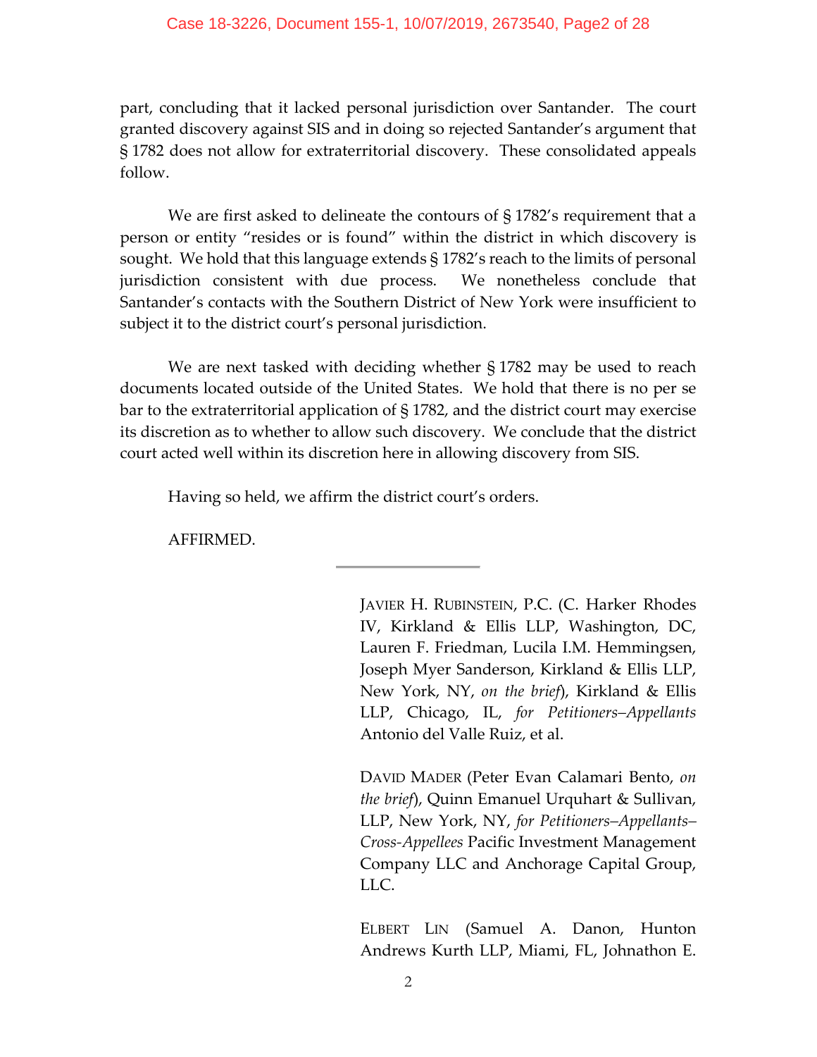part, concluding that it lacked personal jurisdiction over Santander. The court granted discovery against SIS and in doing so rejected Santander's argument that § 1782 does not allow for extraterritorial discovery. These consolidated appeals follow.

We are first asked to delineate the contours of § 1782's requirement that a person or entity "resides or is found" within the district in which discovery is sought. We hold that this language extends § 1782's reach to the limits of personal jurisdiction consistent with due process. We nonetheless conclude that Santander's contacts with the Southern District of New York were insufficient to subject it to the district court's personal jurisdiction.

We are next tasked with deciding whether § 1782 may be used to reach documents located outside of the United States. We hold that there is no per se bar to the extraterritorial application of § 1782, and the district court may exercise its discretion as to whether to allow such discovery. We conclude that the district court acted well within its discretion here in allowing discovery from SIS.

Having so held, we affirm the district court's orders.

AFFIRMED.

---

JAVIER H. RUBINSTEIN, P.C. (C. Harker Rhodes IV, Kirkland & Ellis LLP, Washington, DC, Lauren F. Friedman, Lucila I.M. Hemmingsen, Joseph Myer Sanderson, Kirkland & Ellis LLP, New York, NY, *on the brief*), Kirkland & Ellis LLP, Chicago, IL, *for Petitioners–Appellants* Antonio del Valle Ruiz, et al.

DAVID MADER (Peter Evan Calamari Bento, *on the brief*), Quinn Emanuel Urquhart & Sullivan, LLP, New York, NY, *for Petitioners–Appellants–Cross-Appellees* Pacific Investment Management Company LLC and Anchorage Capital Group, LLC.

ELBERT LIN (Samuel A. Danon, Hunton Andrews Kurth LLP, Miami, FL, Johnathon E.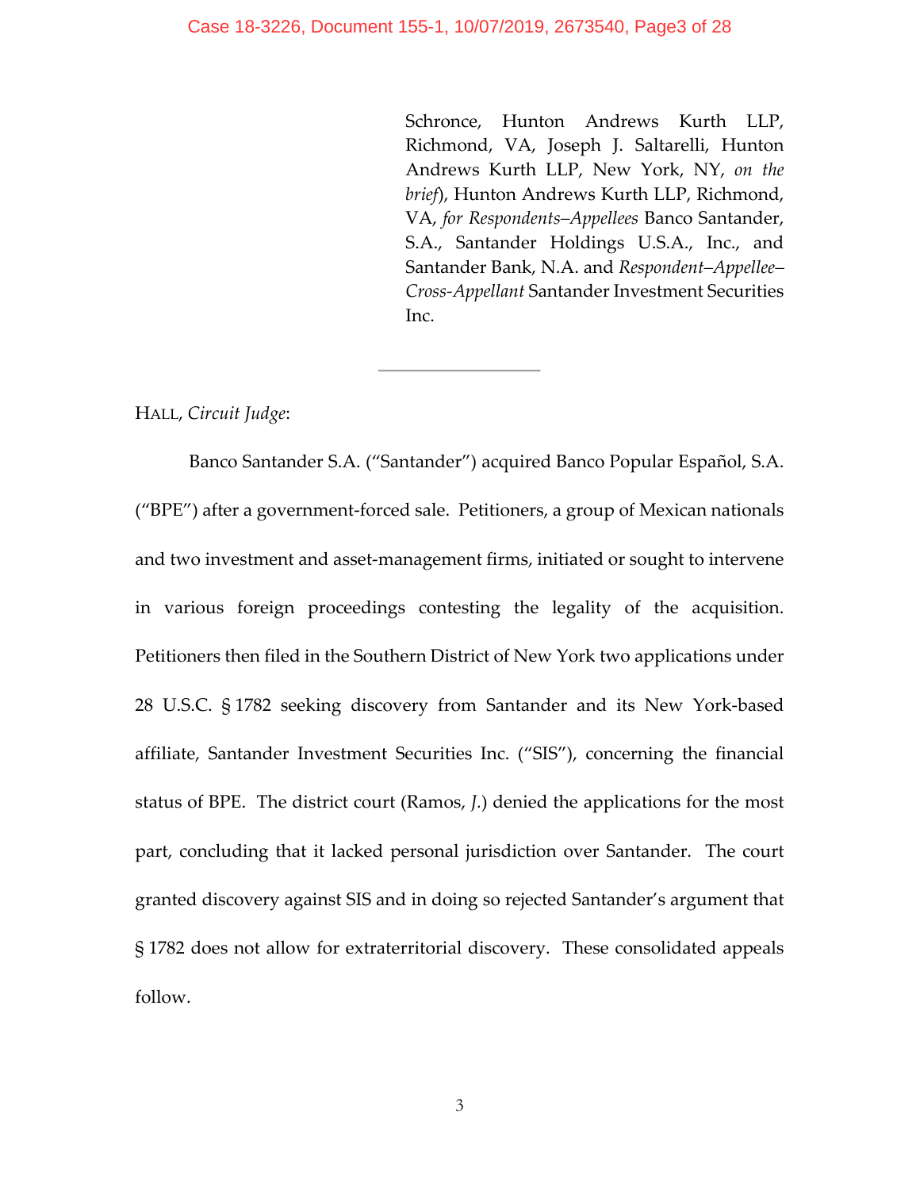Schronce, Hunton Andrews Kurth LLP, Richmond, VA, Joseph J. Saltarelli, Hunton Andrews Kurth LLP, New York, NY, *on the brief*), Hunton Andrews Kurth LLP, Richmond, VA, *for Respondents–Appellees* Banco Santander, S.A., Santander Holdings U.S.A., Inc., and Santander Bank, N.A. and *Respondent–Appellee–Cross-Appellant* Santander Investment Securities Inc.

---

HALL, *Circuit Judge*:

Banco Santander S.A. ("Santander") acquired Banco Popular Español, S.A. ("BPE") after a government-forced sale. Petitioners, a group of Mexican nationals and two investment and asset-management firms, initiated or sought to intervene in various foreign proceedings contesting the legality of the acquisition. Petitioners then filed in the Southern District of New York two applications under 28 U.S.C. § 1782 seeking discovery from Santander and its New York-based affiliate, Santander Investment Securities Inc. ("SIS"), concerning the financial status of BPE. The district court (Ramos, *J.*) denied the applications for the most part, concluding that it lacked personal jurisdiction over Santander. The court granted discovery against SIS and in doing so rejected Santander's argument that § 1782 does not allow for extraterritorial discovery. These consolidated appeals follow.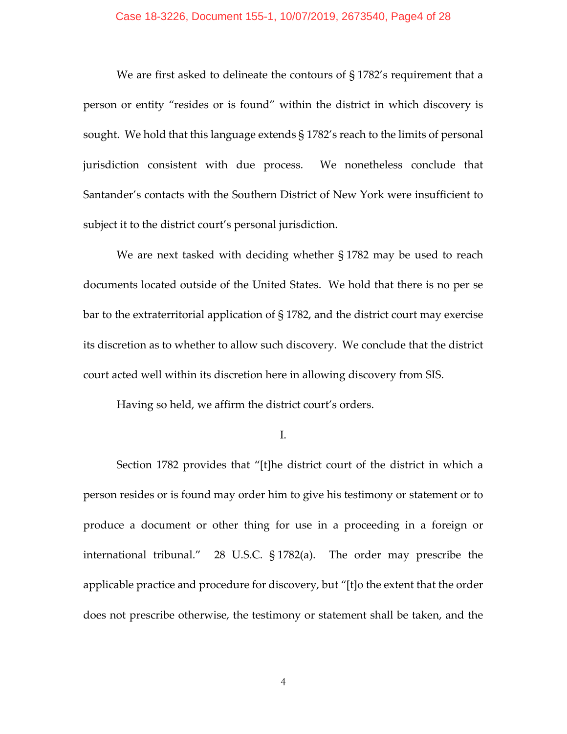We are first asked to delineate the contours of § 1782's requirement that a person or entity "resides or is found" within the district in which discovery is sought. We hold that this language extends § 1782's reach to the limits of personal jurisdiction consistent with due process. We nonetheless conclude that Santander's contacts with the Southern District of New York were insufficient to subject it to the district court's personal jurisdiction.

We are next tasked with deciding whether § 1782 may be used to reach documents located outside of the United States. We hold that there is no per se bar to the extraterritorial application of § 1782, and the district court may exercise its discretion as to whether to allow such discovery. We conclude that the district court acted well within its discretion here in allowing discovery from SIS.

Having so held, we affirm the district court's orders.

## I.

Section 1782 provides that "[t]he district court of the district in which a person resides or is found may order him to give his testimony or statement or to produce a document or other thing for use in a proceeding in a foreign or international tribunal." 28 U.S.C. § 1782(a). The order may prescribe the applicable practice and procedure for discovery, but "[t]o the extent that the order does not prescribe otherwise, the testimony or statement shall be taken, and the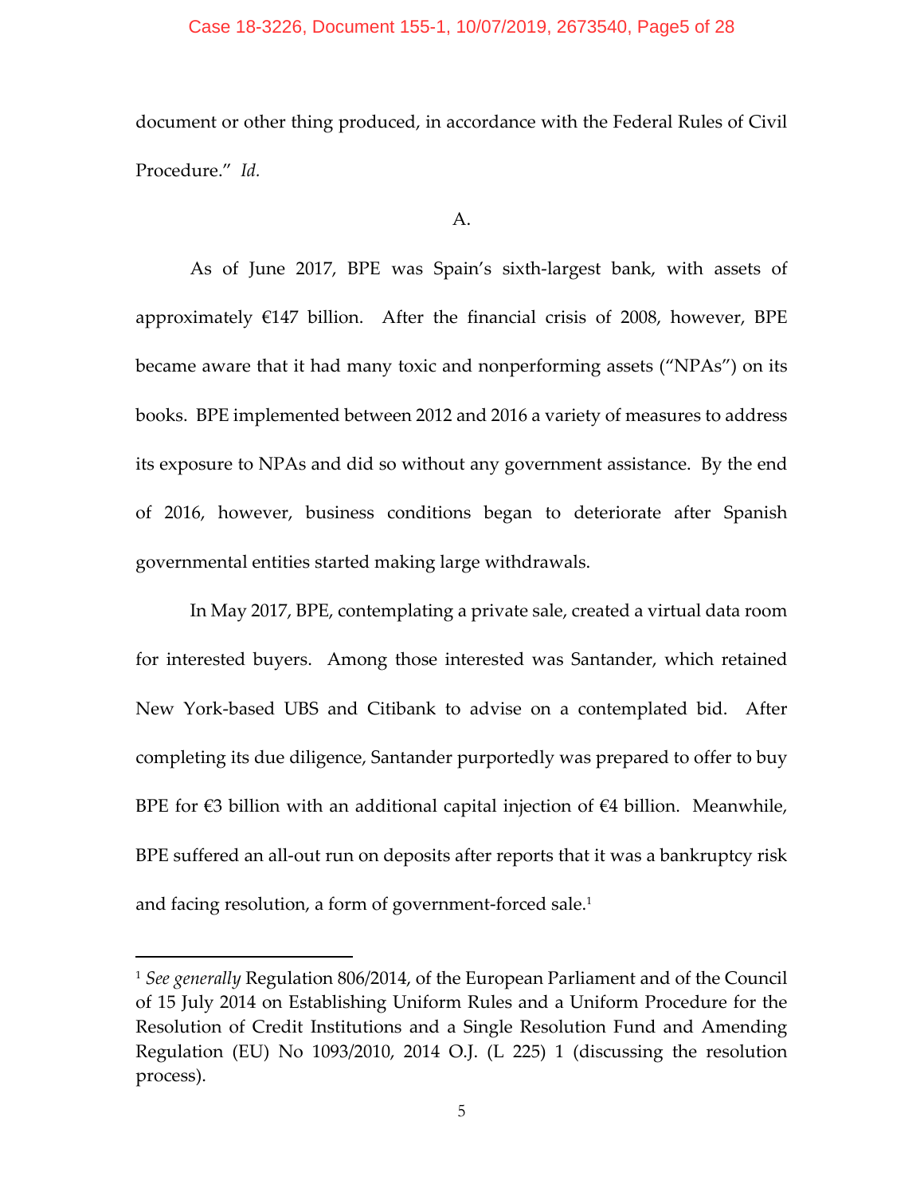document or other thing produced, in accordance with the Federal Rules of Civil Procedure." *Id.*

A.

As of June 2017, BPE was Spain's sixth-largest bank, with assets of approximately €147 billion. After the financial crisis of 2008, however, BPE became aware that it had many toxic and nonperforming assets ("NPAs") on its books. BPE implemented between 2012 and 2016 a variety of measures to address its exposure to NPAs and did so without any government assistance. By the end of 2016, however, business conditions began to deteriorate after Spanish governmental entities started making large withdrawals.

In May 2017, BPE, contemplating a private sale, created a virtual data room for interested buyers. Among those interested was Santander, which retained New York-based UBS and Citibank to advise on a contemplated bid. After completing its due diligence, Santander purportedly was prepared to offer to buy BPE for €3 billion with an additional capital injection of €4 billion. Meanwhile, BPE suffered an all-out run on deposits after reports that it was a bankruptcy risk and facing resolution, a form of government-forced sale.[1]

---

[1] *See generally* Regulation 806/2014, of the European Parliament and of the Council of 15 July 2014 on Establishing Uniform Rules and a Uniform Procedure for the Resolution of Credit Institutions and a Single Resolution Fund and Amending Regulation (EU) No 1093/2010, 2014 O.J. (L 225) 1 (discussing the resolution process).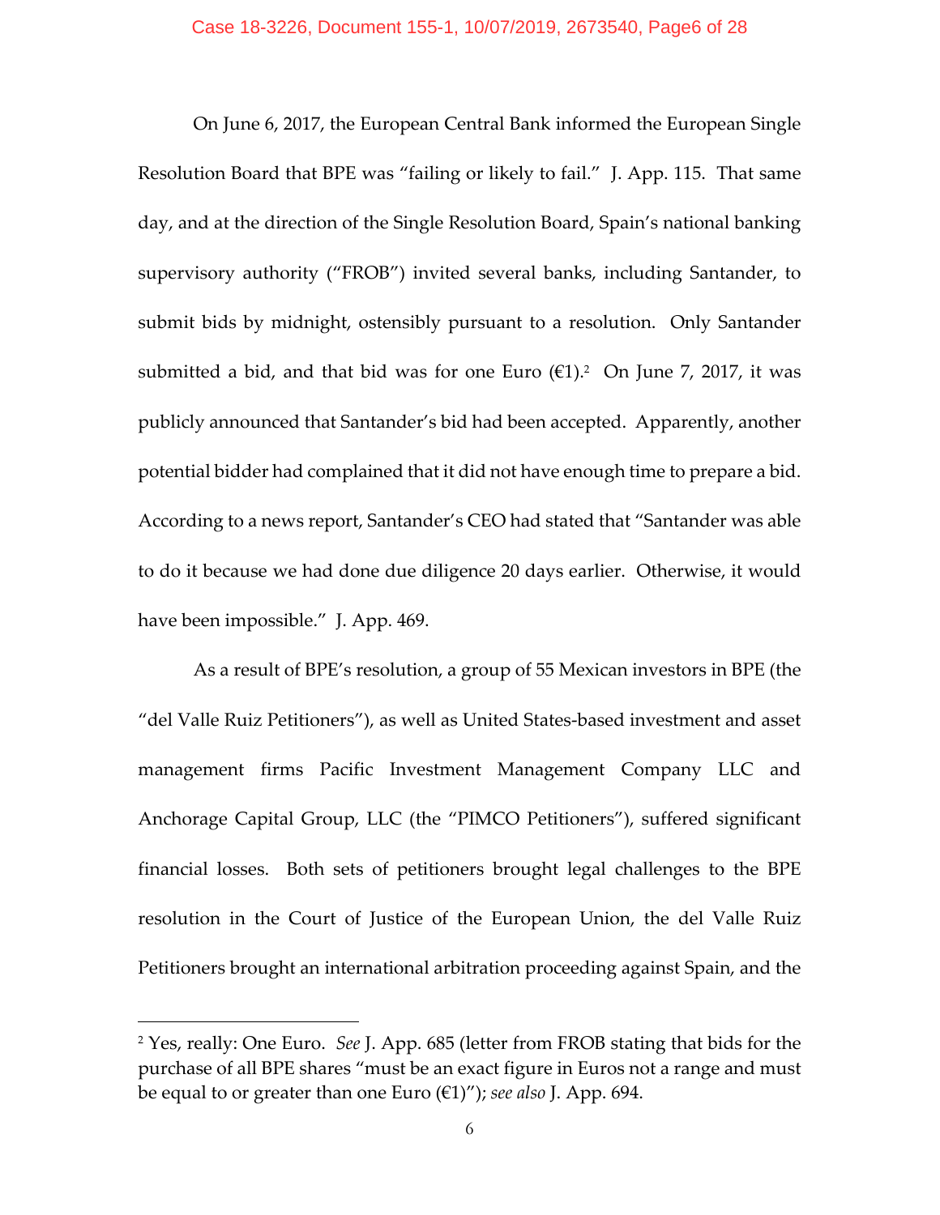On June 6, 2017, the European Central Bank informed the European Single Resolution Board that BPE was "failing or likely to fail." J. App. 115. That same day, and at the direction of the Single Resolution Board, Spain's national banking supervisory authority ("FROB") invited several banks, including Santander, to submit bids by midnight, ostensibly pursuant to a resolution. Only Santander submitted a bid, and that bid was for one Euro (€1).[2] On June 7, 2017, it was publicly announced that Santander's bid had been accepted. Apparently, another potential bidder had complained that it did not have enough time to prepare a bid. According to a news report, Santander's CEO had stated that "Santander was able to do it because we had done due diligence 20 days earlier. Otherwise, it would have been impossible." J. App. 469.

As a result of BPE's resolution, a group of 55 Mexican investors in BPE (the "del Valle Ruiz Petitioners"), as well as United States-based investment and asset management firms Pacific Investment Management Company LLC and Anchorage Capital Group, LLC (the "PIMCO Petitioners"), suffered significant financial losses. Both sets of petitioners brought legal challenges to the BPE resolution in the Court of Justice of the European Union, the del Valle Ruiz Petitioners brought an international arbitration proceeding against Spain, and the

---

[2] Yes, really: One Euro. *See* J. App. 685 (letter from FROB stating that bids for the purchase of all BPE shares "must be an exact figure in Euros not a range and must be equal to or greater than one Euro (€1)"); *see also* J. App. 694.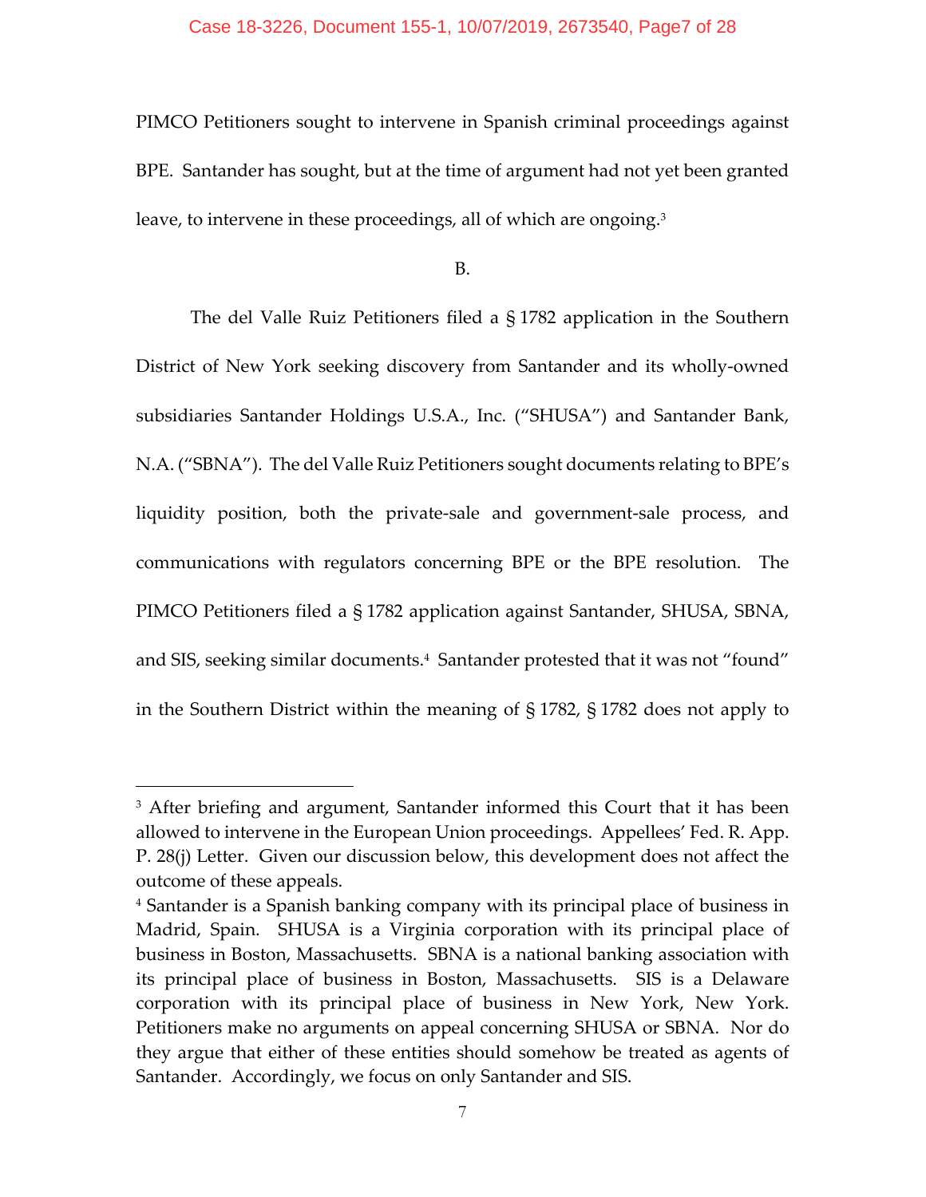PIMCO Petitioners sought to intervene in Spanish criminal proceedings against BPE. Santander has sought, but at the time of argument had not yet been granted leave, to intervene in these proceedings, all of which are ongoing.[3]

B.

The del Valle Ruiz Petitioners filed a § 1782 application in the Southern District of New York seeking discovery from Santander and its wholly-owned subsidiaries Santander Holdings U.S.A., Inc. ("SHUSA") and Santander Bank, N.A. ("SBNA"). The del Valle Ruiz Petitioners sought documents relating to BPE's liquidity position, both the private-sale and government-sale process, and communications with regulators concerning BPE or the BPE resolution. The PIMCO Petitioners filed a § 1782 application against Santander, SHUSA, SBNA, and SIS, seeking similar documents.[4] Santander protested that it was not "found" in the Southern District within the meaning of § 1782, § 1782 does not apply to

---

[3] After briefing and argument, Santander informed this Court that it has been allowed to intervene in the European Union proceedings. Appellees' Fed. R. App. P. 28(j) Letter. Given our discussion below, this development does not affect the outcome of these appeals.

[4] Santander is a Spanish banking company with its principal place of business in Madrid, Spain. SHUSA is a Virginia corporation with its principal place of business in Boston, Massachusetts. SBNA is a national banking association with its principal place of business in Boston, Massachusetts. SIS is a Delaware corporation with its principal place of business in New York, New York. Petitioners make no arguments on appeal concerning SHUSA or SBNA. Nor do they argue that either of these entities should somehow be treated as agents of Santander. Accordingly, we focus on only Santander and SIS.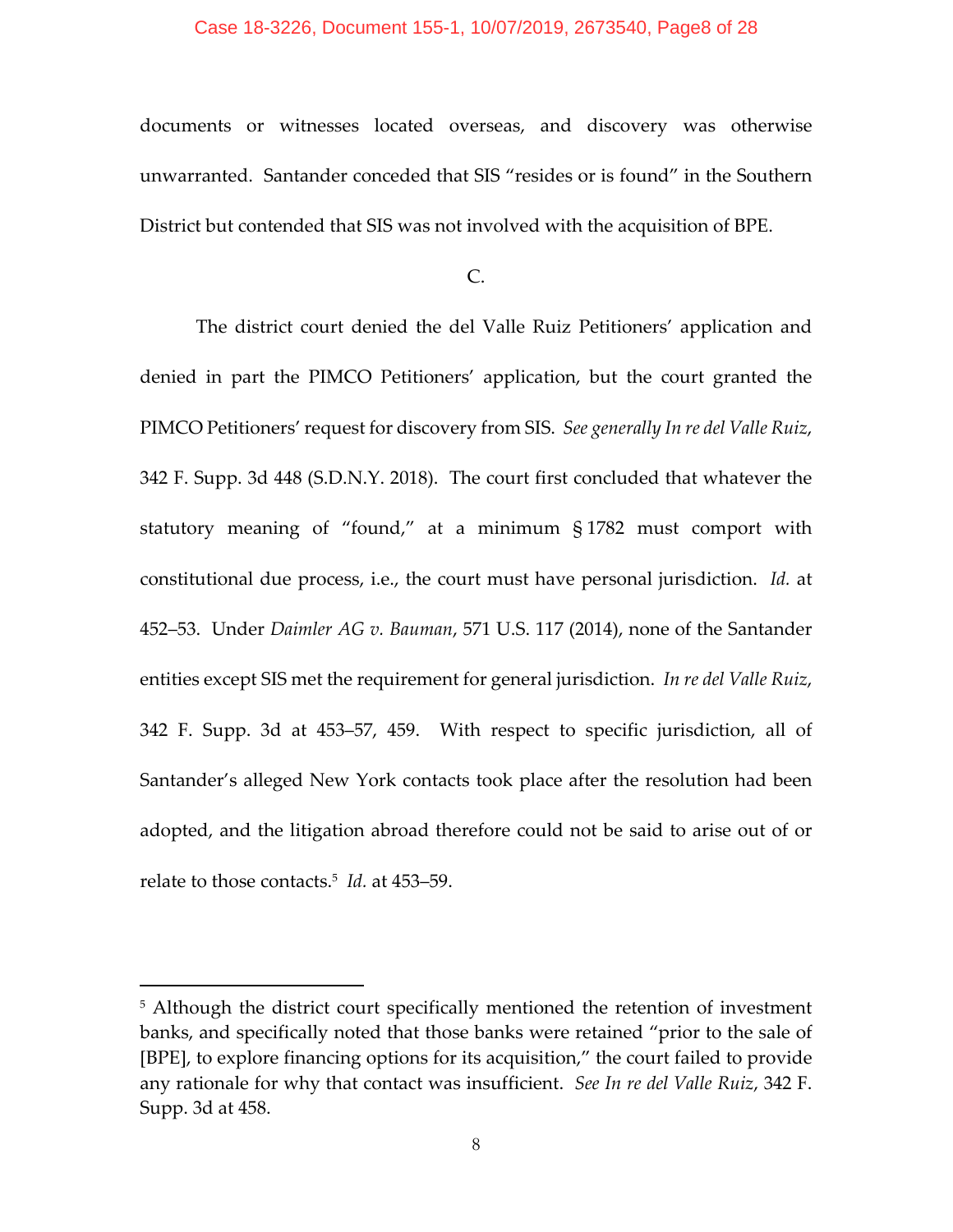documents or witnesses located overseas, and discovery was otherwise unwarranted. Santander conceded that SIS "resides or is found" in the Southern District but contended that SIS was not involved with the acquisition of BPE.

C.

The district court denied the del Valle Ruiz Petitioners' application and denied in part the PIMCO Petitioners' application, but the court granted the PIMCO Petitioners' request for discovery from SIS. *See generally In re del Valle Ruiz*, 342 F. Supp. 3d 448 (S.D.N.Y. 2018). The court first concluded that whatever the statutory meaning of "found," at a minimum § 1782 must comport with constitutional due process, i.e., the court must have personal jurisdiction. *Id.* at 452–53. Under *Daimler AG v. Bauman*, 571 U.S. 117 (2014), none of the Santander entities except SIS met the requirement for general jurisdiction. *In re del Valle Ruiz*, 342 F. Supp. 3d at 453–57, 459. With respect to specific jurisdiction, all of Santander's alleged New York contacts took place after the resolution had been adopted, and the litigation abroad therefore could not be said to arise out of or relate to those contacts.[5] *Id.* at 453–59.

---

[5] Although the district court specifically mentioned the retention of investment banks, and specifically noted that those banks were retained "prior to the sale of [BPE], to explore financing options for its acquisition," the court failed to provide any rationale for why that contact was insufficient. *See In re del Valle Ruiz*, 342 F. Supp. 3d at 458.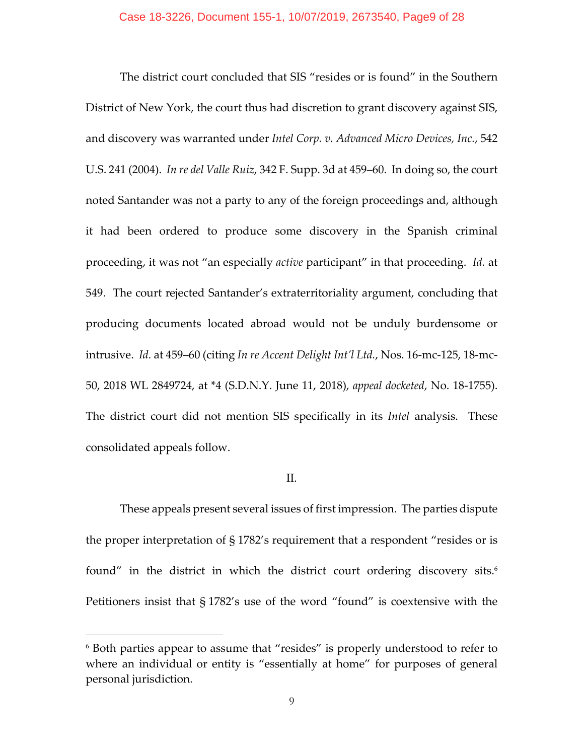The district court concluded that SIS "resides or is found" in the Southern District of New York, the court thus had discretion to grant discovery against SIS, and discovery was warranted under *Intel Corp. v. Advanced Micro Devices, Inc.*, 542 U.S. 241 (2004). *In re del Valle Ruiz*, 342 F. Supp. 3d at 459–60. In doing so, the court noted Santander was not a party to any of the foreign proceedings and, although it had been ordered to produce some discovery in the Spanish criminal proceeding, it was not "an especially *active* participant" in that proceeding. *Id.* at 549. The court rejected Santander's extraterritoriality argument, concluding that producing documents located abroad would not be unduly burdensome or intrusive. *Id.* at 459–60 (citing *In re Accent Delight Int'l Ltd.*, Nos. 16-mc-125, 18-mc-50, 2018 WL 2849724, at *4 (S.D.N.Y. June 11, 2018), *appeal docketed*, No. 18-1755). The district court did not mention SIS specifically in its *Intel* analysis. These consolidated appeals follow.

## II.

These appeals present several issues of first impression. The parties dispute the proper interpretation of § 1782's requirement that a respondent "resides or is found" in the district in which the district court ordering discovery sits.[6] Petitioners insist that § 1782's use of the word "found" is coextensive with the

---

[6] Both parties appear to assume that "resides" is properly understood to refer to where an individual or entity is "essentially at home" for purposes of general personal jurisdiction.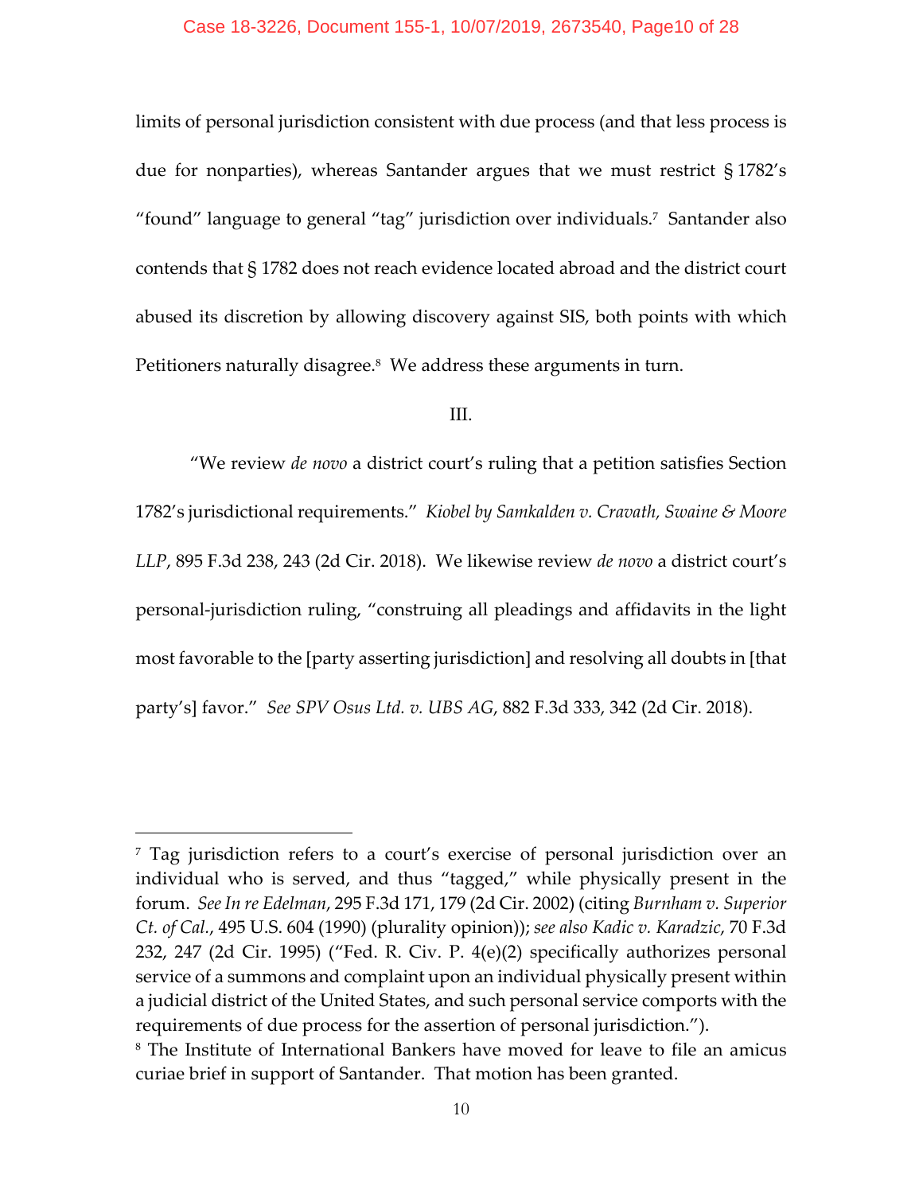limits of personal jurisdiction consistent with due process (and that less process is due for nonparties), whereas Santander argues that we must restrict § 1782's "found" language to general "tag" jurisdiction over individuals.[7] Santander also contends that § 1782 does not reach evidence located abroad and the district court abused its discretion by allowing discovery against SIS, both points with which Petitioners naturally disagree.[8] We address these arguments in turn.

III.

"We review *de novo* a district court's ruling that a petition satisfies Section 1782's jurisdictional requirements." *Kiobel by Samkalden v. Cravath, Swaine & Moore LLP*, 895 F.3d 238, 243 (2d Cir. 2018). We likewise review *de novo* a district court's personal-jurisdiction ruling, "construing all pleadings and affidavits in the light most favorable to the [party asserting jurisdiction] and resolving all doubts in [that party's] favor." *See SPV Osus Ltd. v. UBS AG*, 882 F.3d 333, 342 (2d Cir. 2018).

---

[7] Tag jurisdiction refers to a court's exercise of personal jurisdiction over an individual who is served, and thus "tagged," while physically present in the forum. *See In re Edelman*, 295 F.3d 171, 179 (2d Cir. 2002) (citing *Burnham v. Superior Ct. of Cal.*, 495 U.S. 604 (1990) (plurality opinion)); *see also Kadic v. Karadzic*, 70 F.3d 232, 247 (2d Cir. 1995) ("Fed. R. Civ. P. 4(e)(2) specifically authorizes personal service of a summons and complaint upon an individual physically present within a judicial district of the United States, and such personal service comports with the requirements of due process for the assertion of personal jurisdiction.").

[8] The Institute of International Bankers have moved for leave to file an amicus curiae brief in support of Santander. That motion has been granted.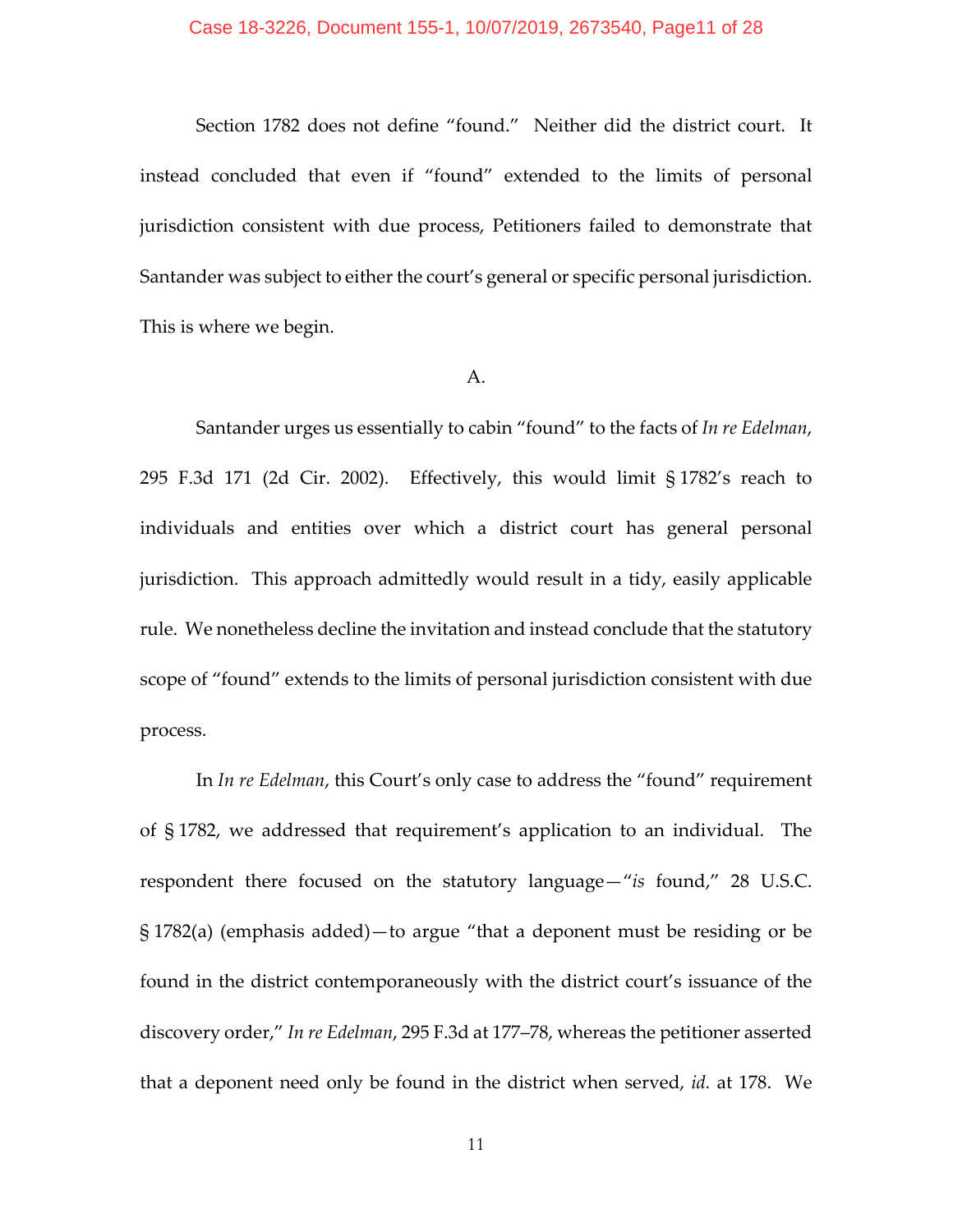Section 1782 does not define "found." Neither did the district court. It instead concluded that even if "found" extended to the limits of personal jurisdiction consistent with due process, Petitioners failed to demonstrate that Santander was subject to either the court's general or specific personal jurisdiction. This is where we begin.

A.

Santander urges us essentially to cabin "found" to the facts of *In re Edelman*, 295 F.3d 171 (2d Cir. 2002). Effectively, this would limit § 1782's reach to individuals and entities over which a district court has general personal jurisdiction. This approach admittedly would result in a tidy, easily applicable rule. We nonetheless decline the invitation and instead conclude that the statutory scope of "found" extends to the limits of personal jurisdiction consistent with due process.

In *In re Edelman*, this Court's only case to address the "found" requirement of § 1782, we addressed that requirement's application to an individual. The respondent there focused on the statutory language—"*is* found," 28 U.S.C. § 1782(a) (emphasis added)—to argue "that a deponent must be residing or be found in the district contemporaneously with the district court's issuance of the discovery order," *In re Edelman*, 295 F.3d at 177–78, whereas the petitioner asserted that a deponent need only be found in the district when served, *id.* at 178. We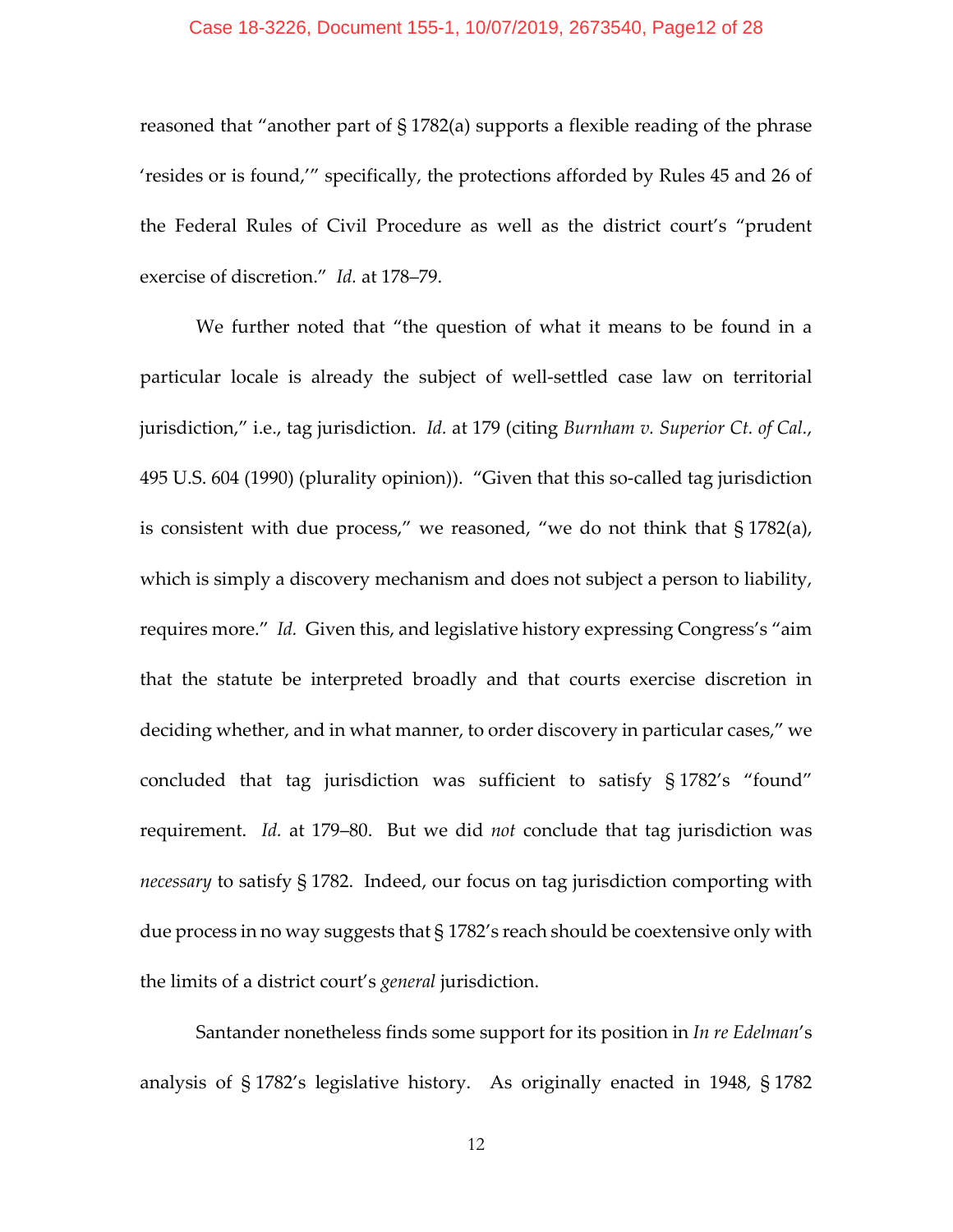reasoned that "another part of § 1782(a) supports a flexible reading of the phrase 'resides or is found,'" specifically, the protections afforded by Rules 45 and 26 of the Federal Rules of Civil Procedure as well as the district court's "prudent exercise of discretion." *Id.* at 178–79.

We further noted that "the question of what it means to be found in a particular locale is already the subject of well-settled case law on territorial jurisdiction," i.e., tag jurisdiction. *Id.* at 179 (citing *Burnham v. Superior Ct. of Cal.*, 495 U.S. 604 (1990) (plurality opinion)). "Given that this so-called tag jurisdiction is consistent with due process," we reasoned, "we do not think that § 1782(a), which is simply a discovery mechanism and does not subject a person to liability, requires more." *Id.* Given this, and legislative history expressing Congress's "aim that the statute be interpreted broadly and that courts exercise discretion in deciding whether, and in what manner, to order discovery in particular cases," we concluded that tag jurisdiction was sufficient to satisfy § 1782's "found" requirement. *Id.* at 179–80. But we did *not* conclude that tag jurisdiction was *necessary* to satisfy § 1782. Indeed, our focus on tag jurisdiction comporting with due process in no way suggests that § 1782's reach should be coextensive only with the limits of a district court's *general* jurisdiction.

Santander nonetheless finds some support for its position in *In re Edelman*'s analysis of § 1782's legislative history. As originally enacted in 1948, § 1782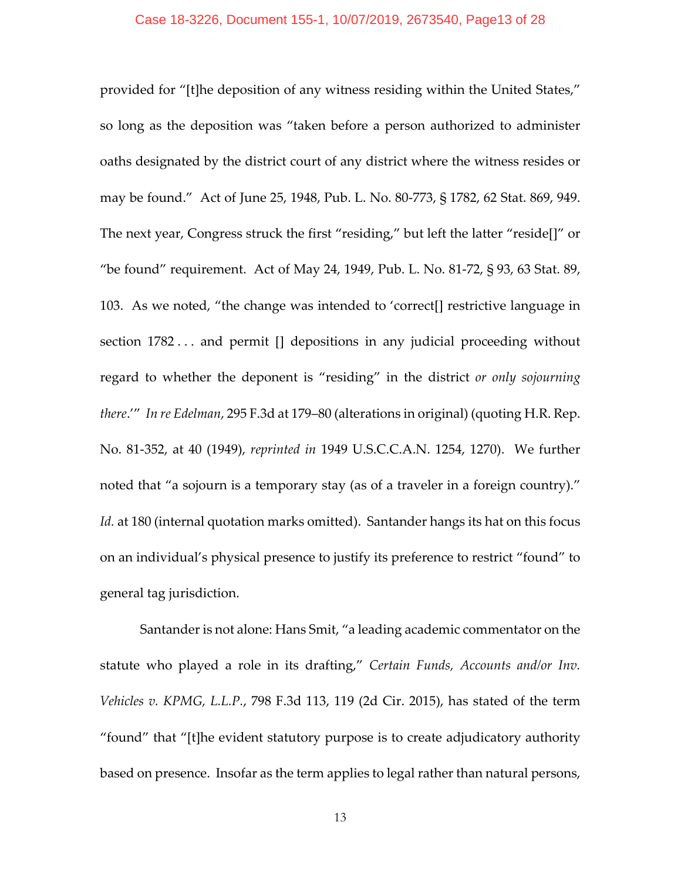provided for "[t]he deposition of any witness residing within the United States," so long as the deposition was "taken before a person authorized to administer oaths designated by the district court of any district where the witness resides or may be found." Act of June 25, 1948, Pub. L. No. 80-773, § 1782, 62 Stat. 869, 949. The next year, Congress struck the first "residing," but left the latter "reside[]" or "be found" requirement. Act of May 24, 1949, Pub. L. No. 81-72, § 93, 63 Stat. 89, 103. As we noted, "the change was intended to 'correct[] restrictive language in section 1782 . . . and permit [] depositions in any judicial proceeding without regard to whether the deponent is "residing" in the district *or only sojourning there*.'" *In re Edelman*, 295 F.3d at 179–80 (alterations in original) (quoting H.R. Rep. No. 81-352, at 40 (1949), *reprinted in* 1949 U.S.C.C.A.N. 1254, 1270). We further noted that "a sojourn is a temporary stay (as of a traveler in a foreign country)." *Id.* at 180 (internal quotation marks omitted). Santander hangs its hat on this focus on an individual's physical presence to justify its preference to restrict "found" to general tag jurisdiction.

Santander is not alone: Hans Smit, "a leading academic commentator on the statute who played a role in its drafting," *Certain Funds, Accounts and/or Inv. Vehicles v. KPMG, L.L.P.*, 798 F.3d 113, 119 (2d Cir. 2015), has stated of the term "found" that "[t]he evident statutory purpose is to create adjudicatory authority based on presence. Insofar as the term applies to legal rather than natural persons,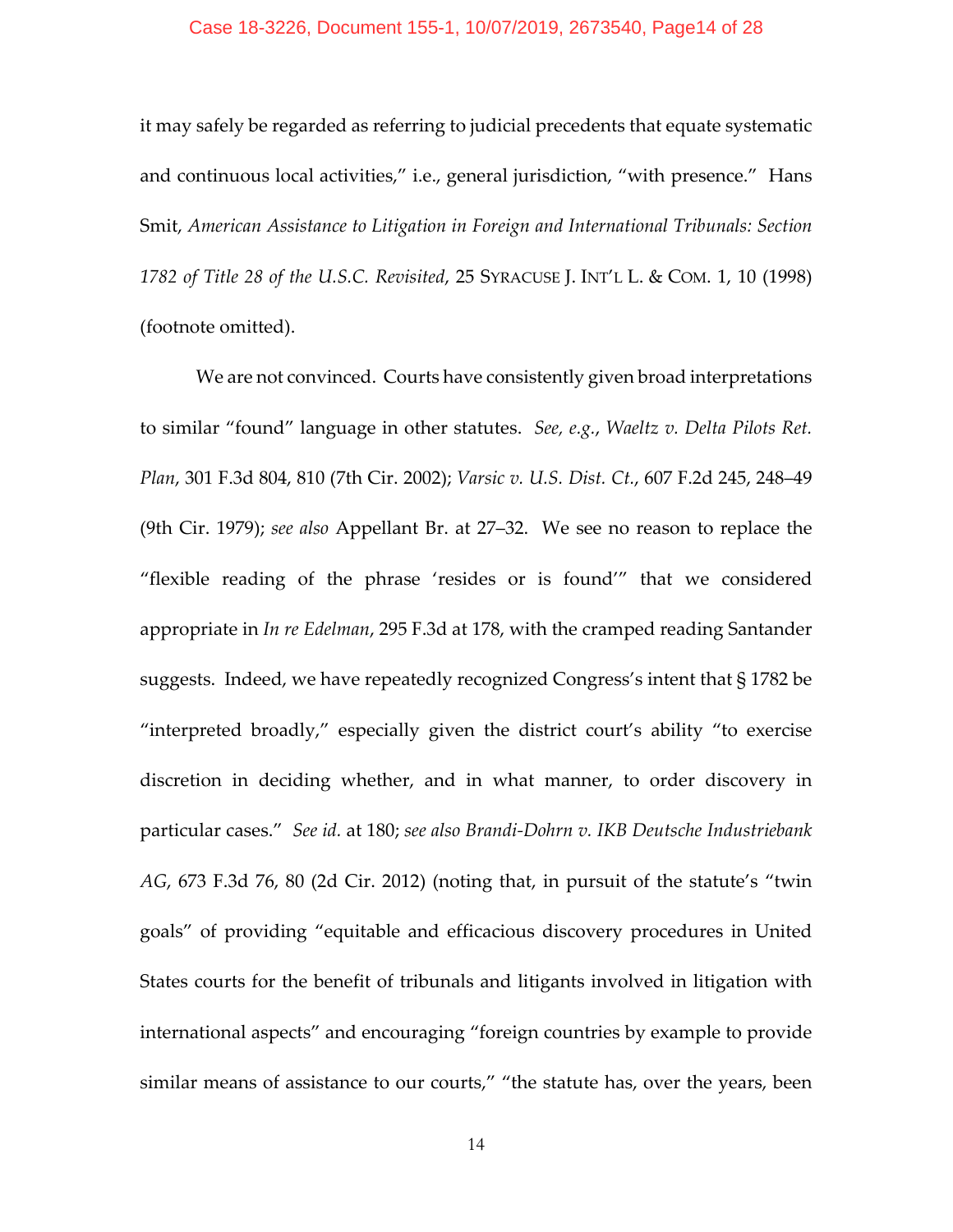it may safely be regarded as referring to judicial precedents that equate systematic and continuous local activities," i.e., general jurisdiction, "with presence." Hans Smit, *American Assistance to Litigation in Foreign and International Tribunals: Section 1782 of Title 28 of the U.S.C. Revisited*, 25 SYRACUSE J. INT'L L. & COM. 1, 10 (1998) (footnote omitted).

We are not convinced. Courts have consistently given broad interpretations to similar "found" language in other statutes. *See, e.g., Waeltz v. Delta Pilots Ret. Plan*, 301 F.3d 804, 810 (7th Cir. 2002); *Varsic v. U.S. Dist. Ct.*, 607 F.2d 245, 248–49 (9th Cir. 1979); *see also* Appellant Br. at 27–32. We see no reason to replace the "flexible reading of the phrase 'resides or is found'" that we considered appropriate in *In re Edelman*, 295 F.3d at 178, with the cramped reading Santander suggests. Indeed, we have repeatedly recognized Congress's intent that § 1782 be "interpreted broadly," especially given the district court's ability "to exercise discretion in deciding whether, and in what manner, to order discovery in particular cases." *See id.* at 180; *see also Brandi-Dohrn v. IKB Deutsche Industriebank AG*, 673 F.3d 76, 80 (2d Cir. 2012) (noting that, in pursuit of the statute's "twin goals" of providing "equitable and efficacious discovery procedures in United States courts for the benefit of tribunals and litigants involved in litigation with international aspects" and encouraging "foreign countries by example to provide similar means of assistance to our courts," "the statute has, over the years, been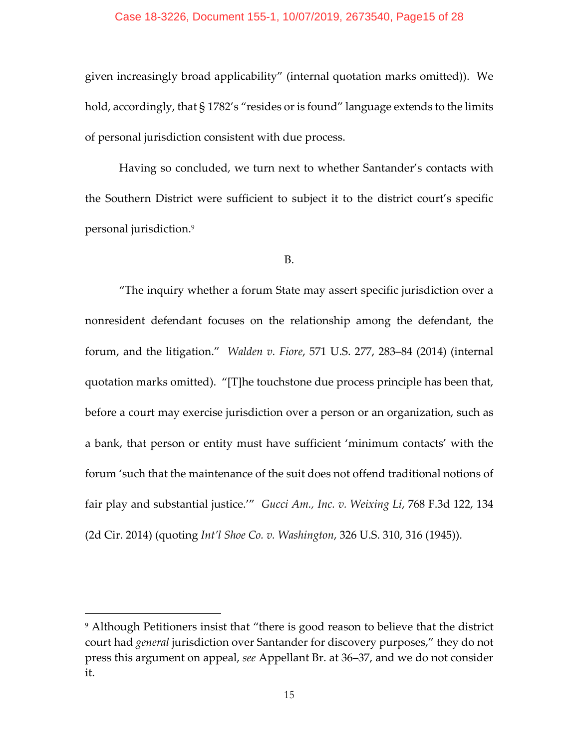given increasingly broad applicability" (internal quotation marks omitted)). We hold, accordingly, that § 1782's "resides or is found" language extends to the limits of personal jurisdiction consistent with due process.

Having so concluded, we turn next to whether Santander's contacts with the Southern District were sufficient to subject it to the district court's specific personal jurisdiction.[9]

B.

"The inquiry whether a forum State may assert specific jurisdiction over a nonresident defendant focuses on the relationship among the defendant, the forum, and the litigation." *Walden v. Fiore*, 571 U.S. 277, 283–84 (2014) (internal quotation marks omitted). "[T]he touchstone due process principle has been that, before a court may exercise jurisdiction over a person or an organization, such as a bank, that person or entity must have sufficient 'minimum contacts' with the forum 'such that the maintenance of the suit does not offend traditional notions of fair play and substantial justice.'" *Gucci Am., Inc. v. Weixing Li*, 768 F.3d 122, 134 (2d Cir. 2014) (quoting *Int'l Shoe Co. v. Washington*, 326 U.S. 310, 316 (1945)).

---

[9] Although Petitioners insist that "there is good reason to believe that the district court had *general* jurisdiction over Santander for discovery purposes," they do not press this argument on appeal, *see* Appellant Br. at 36–37, and we do not consider it.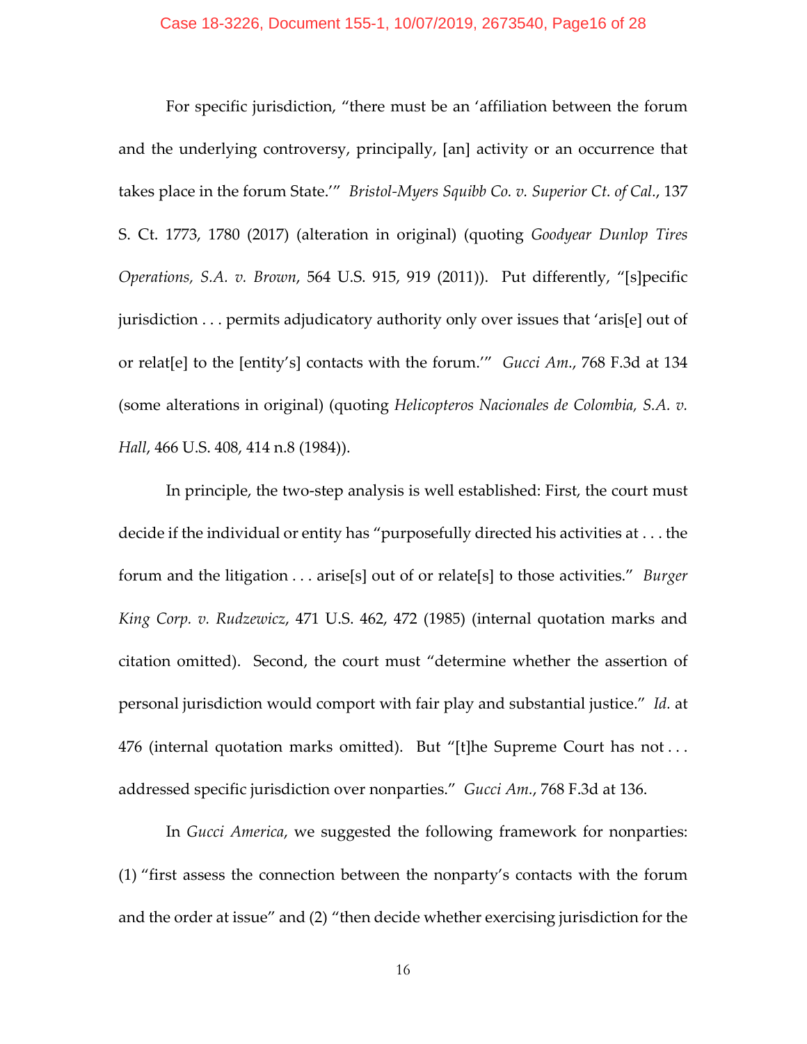For specific jurisdiction, "there must be an 'affiliation between the forum and the underlying controversy, principally, [an] activity or an occurrence that takes place in the forum State.'" *Bristol-Myers Squibb Co. v. Superior Ct. of Cal.*, 137 S. Ct. 1773, 1780 (2017) (alteration in original) (quoting *Goodyear Dunlop Tires Operations, S.A. v. Brown*, 564 U.S. 915, 919 (2011)). Put differently, "[s]pecific jurisdiction . . . permits adjudicatory authority only over issues that 'aris[e] out of or relat[e] to the [entity's] contacts with the forum.'" *Gucci Am.*, 768 F.3d at 134 (some alterations in original) (quoting *Helicopteros Nacionales de Colombia, S.A. v. Hall*, 466 U.S. 408, 414 n.8 (1984)).

In principle, the two-step analysis is well established: First, the court must decide if the individual or entity has "purposefully directed his activities at . . . the forum and the litigation . . . arise[s] out of or relate[s] to those activities." *Burger King Corp. v. Rudzewicz*, 471 U.S. 462, 472 (1985) (internal quotation marks and citation omitted). Second, the court must "determine whether the assertion of personal jurisdiction would comport with fair play and substantial justice." *Id.* at 476 (internal quotation marks omitted). But "[t]he Supreme Court has not . . . addressed specific jurisdiction over nonparties." *Gucci Am.*, 768 F.3d at 136.

In *Gucci America*, we suggested the following framework for nonparties: (1) "first assess the connection between the nonparty's contacts with the forum and the order at issue" and (2) "then decide whether exercising jurisdiction for the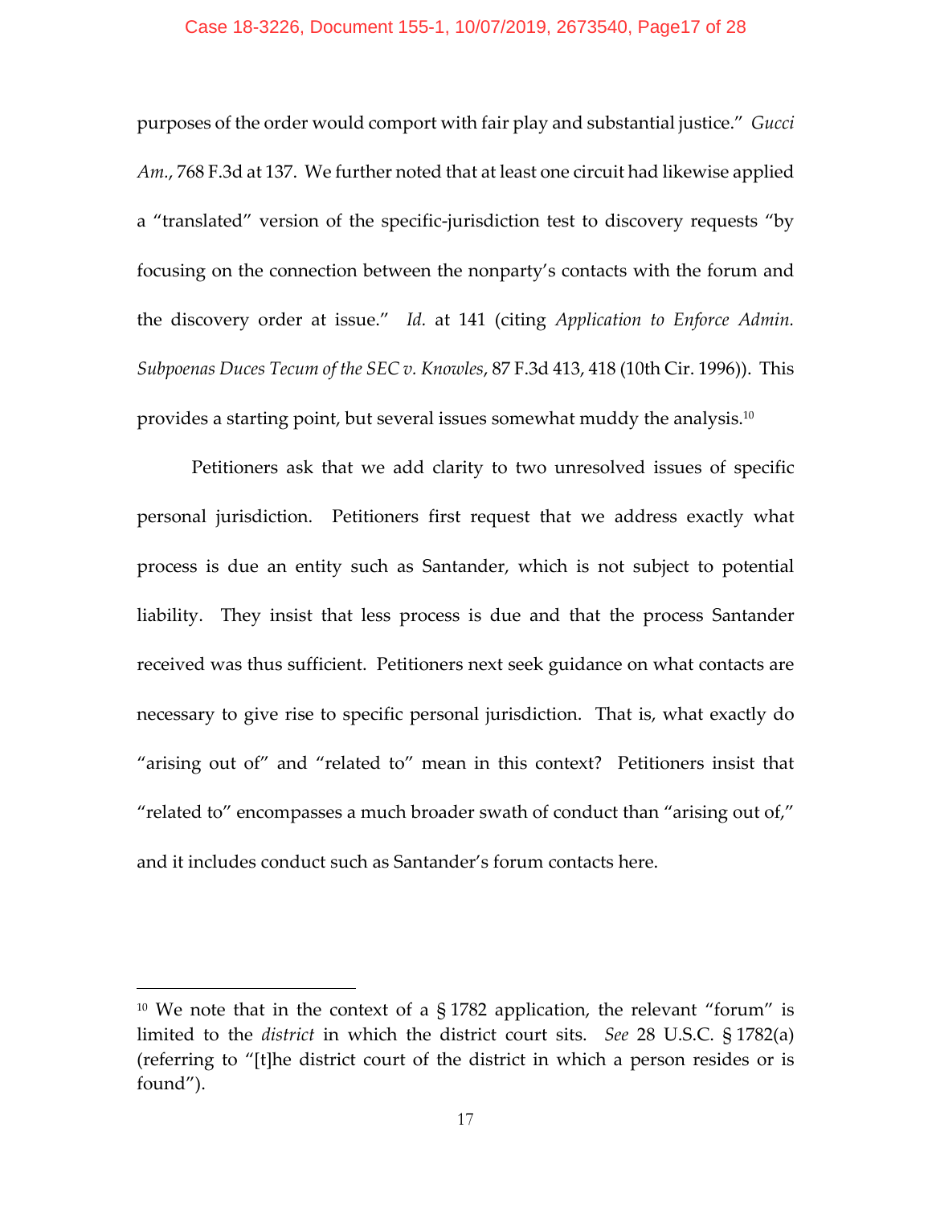purposes of the order would comport with fair play and substantial justice." *Gucci Am.*, 768 F.3d at 137. We further noted that at least one circuit had likewise applied a "translated" version of the specific-jurisdiction test to discovery requests "by focusing on the connection between the nonparty's contacts with the forum and the discovery order at issue." *Id.* at 141 (citing *Application to Enforce Admin. Subpoenas Duces Tecum of the SEC v. Knowles*, 87 F.3d 413, 418 (10th Cir. 1996)). This provides a starting point, but several issues somewhat muddy the analysis.[10]

Petitioners ask that we add clarity to two unresolved issues of specific personal jurisdiction. Petitioners first request that we address exactly what process is due an entity such as Santander, which is not subject to potential liability. They insist that less process is due and that the process Santander received was thus sufficient. Petitioners next seek guidance on what contacts are necessary to give rise to specific personal jurisdiction. That is, what exactly do "arising out of" and "related to" mean in this context? Petitioners insist that "related to" encompasses a much broader swath of conduct than "arising out of," and it includes conduct such as Santander's forum contacts here.

---

[10] We note that in the context of a § 1782 application, the relevant "forum" is limited to the *district* in which the district court sits. *See* 28 U.S.C. § 1782(a) (referring to "[t]he district court of the district in which a person resides or is found").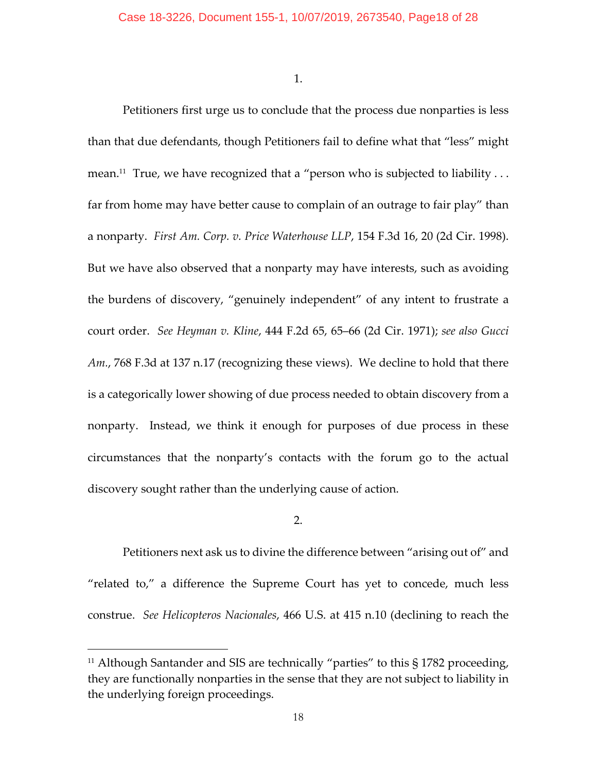1.

Petitioners first urge us to conclude that the process due nonparties is less than that due defendants, though Petitioners fail to define what that "less" might mean.[11] True, we have recognized that a "person who is subjected to liability . . . far from home may have better cause to complain of an outrage to fair play" than a nonparty. *First Am. Corp. v. Price Waterhouse LLP*, 154 F.3d 16, 20 (2d Cir. 1998). But we have also observed that a nonparty may have interests, such as avoiding the burdens of discovery, "genuinely independent" of any intent to frustrate a court order. *See Heyman v. Kline*, 444 F.2d 65, 65–66 (2d Cir. 1971); *see also Gucci Am.*, 768 F.3d at 137 n.17 (recognizing these views). We decline to hold that there is a categorically lower showing of due process needed to obtain discovery from a nonparty. Instead, we think it enough for purposes of due process in these circumstances that the nonparty's contacts with the forum go to the actual discovery sought rather than the underlying cause of action.

2.

Petitioners next ask us to divine the difference between "arising out of" and "related to," a difference the Supreme Court has yet to concede, much less construe. *See Helicopteros Nacionales*, 466 U.S. at 415 n.10 (declining to reach the

---

[11] Although Santander and SIS are technically "parties" to this § 1782 proceeding, they are functionally nonparties in the sense that they are not subject to liability in the underlying foreign proceedings.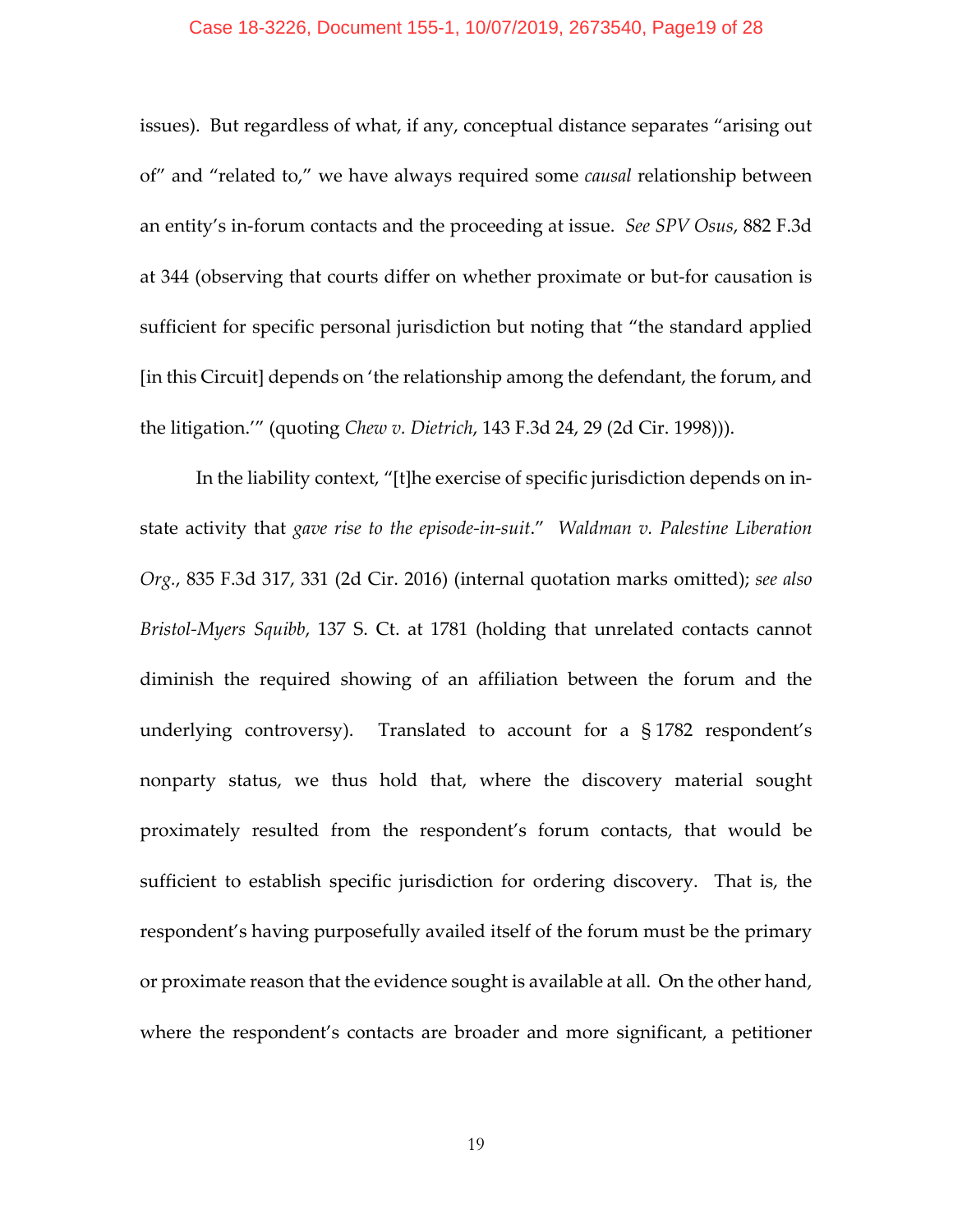issues). But regardless of what, if any, conceptual distance separates "arising out of" and "related to," we have always required some *causal* relationship between an entity's in-forum contacts and the proceeding at issue. *See SPV Osus*, 882 F.3d at 344 (observing that courts differ on whether proximate or but-for causation is sufficient for specific personal jurisdiction but noting that "the standard applied [in this Circuit] depends on 'the relationship among the defendant, the forum, and the litigation.'" (quoting *Chew v. Dietrich*, 143 F.3d 24, 29 (2d Cir. 1998))).

In the liability context, "[t]he exercise of specific jurisdiction depends on in-state activity that *gave rise to the episode-in-suit*." *Waldman v. Palestine Liberation Org.*, 835 F.3d 317, 331 (2d Cir. 2016) (internal quotation marks omitted); *see also Bristol-Myers Squibb*, 137 S. Ct. at 1781 (holding that unrelated contacts cannot diminish the required showing of an affiliation between the forum and the underlying controversy). Translated to account for a § 1782 respondent's nonparty status, we thus hold that, where the discovery material sought proximately resulted from the respondent's forum contacts, that would be sufficient to establish specific jurisdiction for ordering discovery. That is, the respondent's having purposefully availed itself of the forum must be the primary or proximate reason that the evidence sought is available at all. On the other hand, where the respondent's contacts are broader and more significant, a petitioner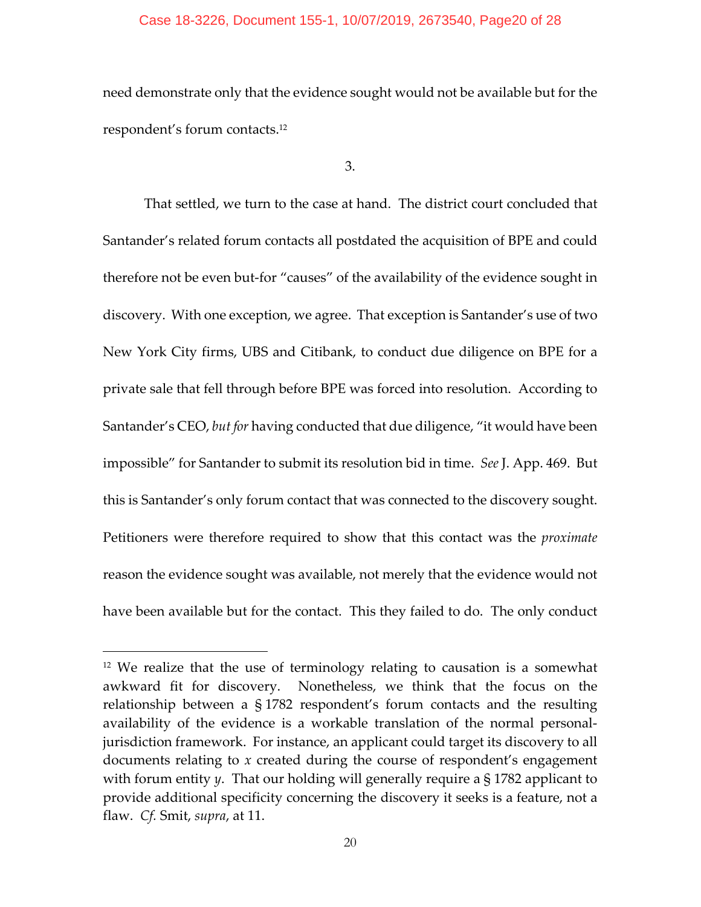need demonstrate only that the evidence sought would not be available but for the respondent's forum contacts.[12]

3.

That settled, we turn to the case at hand. The district court concluded that Santander's related forum contacts all postdated the acquisition of BPE and could therefore not be even but-for "causes" of the availability of the evidence sought in discovery. With one exception, we agree. That exception is Santander's use of two New York City firms, UBS and Citibank, to conduct due diligence on BPE for a private sale that fell through before BPE was forced into resolution. According to Santander's CEO, *but for* having conducted that due diligence, "it would have been impossible" for Santander to submit its resolution bid in time. *See* J. App. 469. But this is Santander's only forum contact that was connected to the discovery sought. Petitioners were therefore required to show that this contact was the *proximate* reason the evidence sought was available, not merely that the evidence would not have been available but for the contact. This they failed to do. The only conduct

---

[12] We realize that the use of terminology relating to causation is a somewhat awkward fit for discovery. Nonetheless, we think that the focus on the relationship between a § 1782 respondent's forum contacts and the resulting availability of the evidence is a workable translation of the normal personal-jurisdiction framework. For instance, an applicant could target its discovery to all documents relating to *x* created during the course of respondent's engagement with forum entity *y*. That our holding will generally require a § 1782 applicant to provide additional specificity concerning the discovery it seeks is a feature, not a flaw. *Cf.* Smit, *supra*, at 11.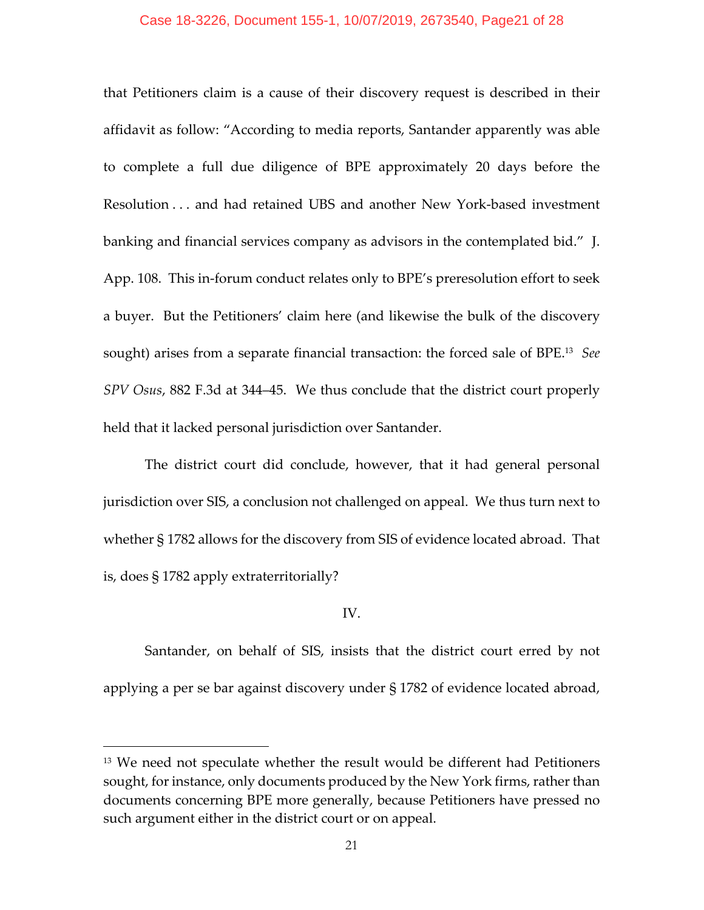that Petitioners claim is a cause of their discovery request is described in their affidavit as follow: "According to media reports, Santander apparently was able to complete a full due diligence of BPE approximately 20 days before the Resolution . . . and had retained UBS and another New York-based investment banking and financial services company as advisors in the contemplated bid." J. App. 108. This in-forum conduct relates only to BPE's preresolution effort to seek a buyer. But the Petitioners' claim here (and likewise the bulk of the discovery sought) arises from a separate financial transaction: the forced sale of BPE.[13] *See SPV Osus*, 882 F.3d at 344–45. We thus conclude that the district court properly held that it lacked personal jurisdiction over Santander.

The district court did conclude, however, that it had general personal jurisdiction over SIS, a conclusion not challenged on appeal. We thus turn next to whether § 1782 allows for the discovery from SIS of evidence located abroad. That is, does § 1782 apply extraterritorially?

IV.

Santander, on behalf of SIS, insists that the district court erred by not applying a per se bar against discovery under § 1782 of evidence located abroad,

---

[13] We need not speculate whether the result would be different had Petitioners sought, for instance, only documents produced by the New York firms, rather than documents concerning BPE more generally, because Petitioners have pressed no such argument either in the district court or on appeal.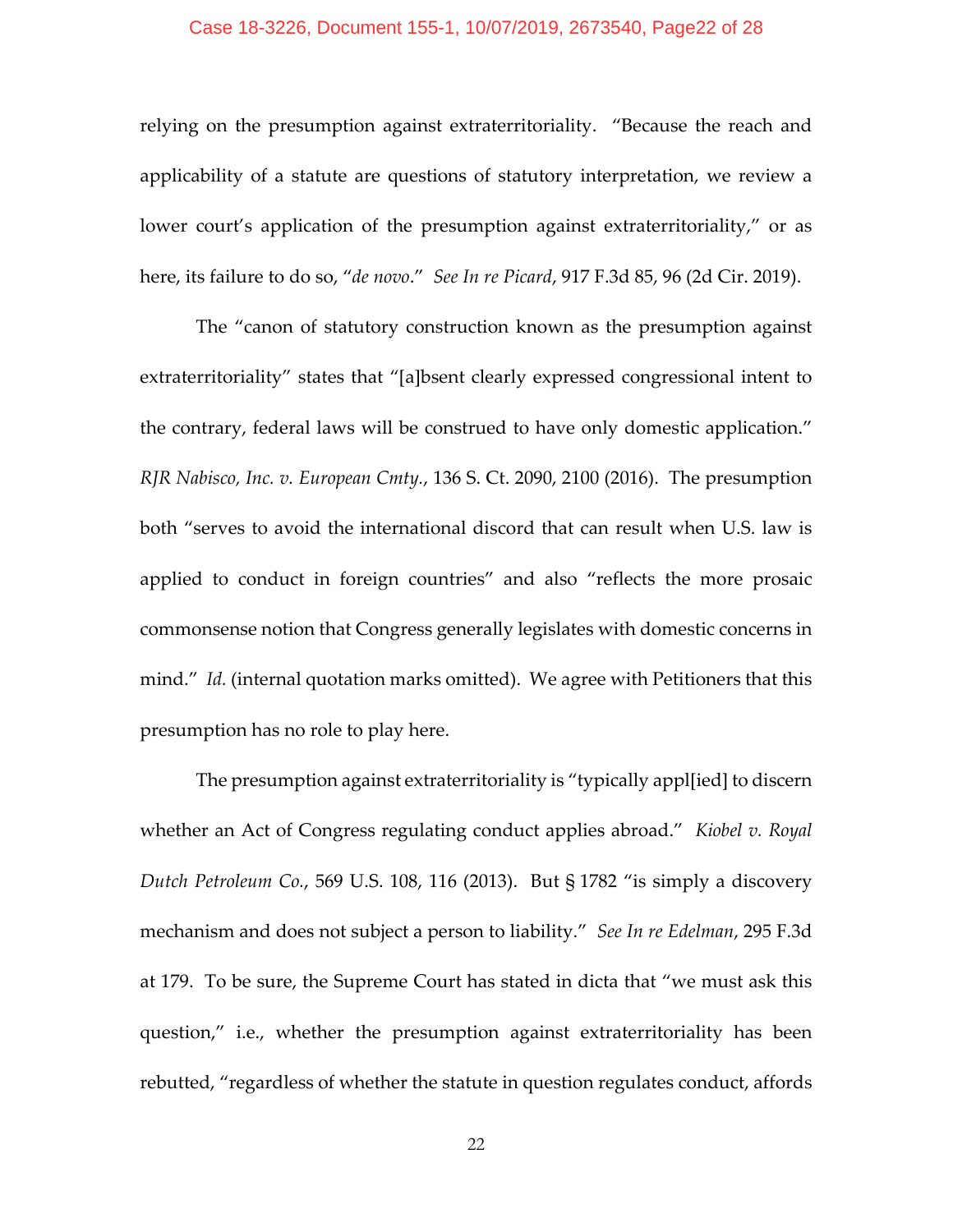relying on the presumption against extraterritoriality. "Because the reach and applicability of a statute are questions of statutory interpretation, we review a lower court's application of the presumption against extraterritoriality," or as here, its failure to do so, "*de novo*." *See In re Picard*, 917 F.3d 85, 96 (2d Cir. 2019).

The "canon of statutory construction known as the presumption against extraterritoriality" states that "[a]bsent clearly expressed congressional intent to the contrary, federal laws will be construed to have only domestic application." *RJR Nabisco, Inc. v. European Cmty.*, 136 S. Ct. 2090, 2100 (2016). The presumption both "serves to avoid the international discord that can result when U.S. law is applied to conduct in foreign countries" and also "reflects the more prosaic commonsense notion that Congress generally legislates with domestic concerns in mind." *Id.* (internal quotation marks omitted). We agree with Petitioners that this presumption has no role to play here.

The presumption against extraterritoriality is "typically appl[ied] to discern whether an Act of Congress regulating conduct applies abroad." *Kiobel v. Royal Dutch Petroleum Co.*, 569 U.S. 108, 116 (2013). But § 1782 "is simply a discovery mechanism and does not subject a person to liability." *See In re Edelman*, 295 F.3d at 179. To be sure, the Supreme Court has stated in dicta that "we must ask this question," i.e., whether the presumption against extraterritoriality has been rebutted, "regardless of whether the statute in question regulates conduct, affords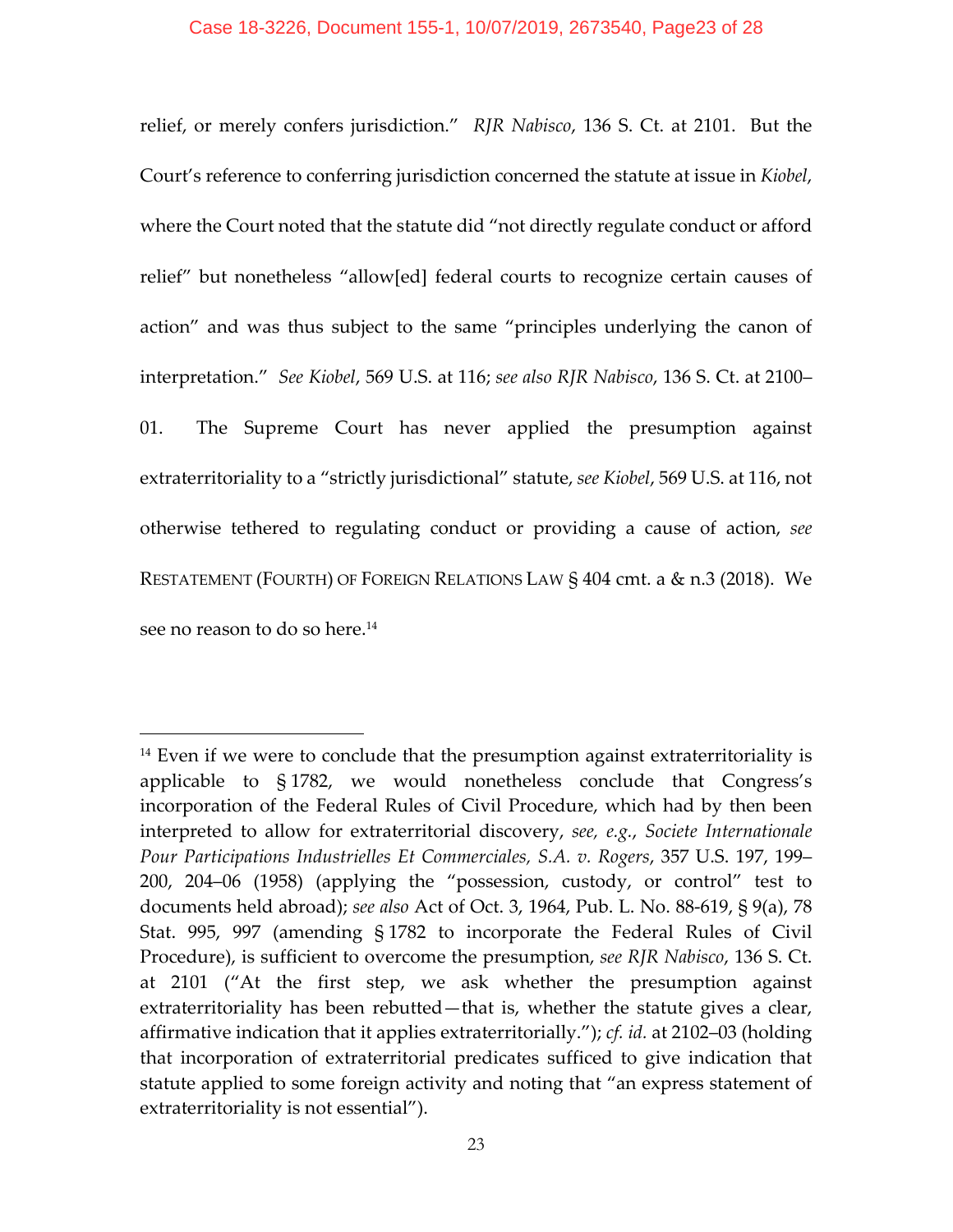relief, or merely confers jurisdiction." *RJR Nabisco*, 136 S. Ct. at 2101. But the Court's reference to conferring jurisdiction concerned the statute at issue in *Kiobel*, where the Court noted that the statute did "not directly regulate conduct or afford relief" but nonetheless "allow[ed] federal courts to recognize certain causes of action" and was thus subject to the same "principles underlying the canon of interpretation." *See Kiobel*, 569 U.S. at 116; *see also RJR Nabisco*, 136 S. Ct. at 2100–01. The Supreme Court has never applied the presumption against extraterritoriality to a "strictly jurisdictional" statute, *see Kiobel*, 569 U.S. at 116, not otherwise tethered to regulating conduct or providing a cause of action, *see* RESTATEMENT (FOURTH) OF FOREIGN RELATIONS LAW § 404 cmt. a & n.3 (2018). We see no reason to do so here.[14]

---

[14] Even if we were to conclude that the presumption against extraterritoriality is applicable to § 1782, we would nonetheless conclude that Congress's incorporation of the Federal Rules of Civil Procedure, which had by then been interpreted to allow for extraterritorial discovery, *see, e.g.*, *Societe Internationale Pour Participations Industrielles Et Commerciales, S.A. v. Rogers*, 357 U.S. 197, 199–200, 204–06 (1958) (applying the "possession, custody, or control" test to documents held abroad); *see also* Act of Oct. 3, 1964, Pub. L. No. 88-619, § 9(a), 78 Stat. 995, 997 (amending § 1782 to incorporate the Federal Rules of Civil Procedure), is sufficient to overcome the presumption, *see RJR Nabisco*, 136 S. Ct. at 2101 ("At the first step, we ask whether the presumption against extraterritoriality has been rebutted—that is, whether the statute gives a clear, affirmative indication that it applies extraterritorially."); *cf. id.* at 2102–03 (holding that incorporation of extraterritorial predicates sufficed to give indication that statute applied to some foreign activity and noting that "an express statement of extraterritoriality is not essential").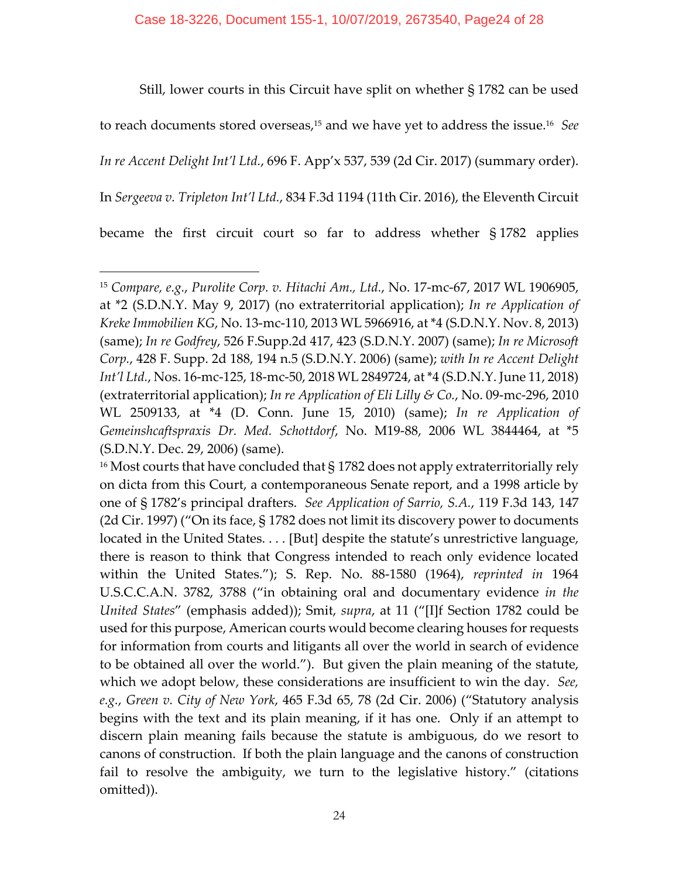Still, lower courts in this Circuit have split on whether § 1782 can be used to reach documents stored overseas,[15] and we have yet to address the issue.[16] *See In re Accent Delight Int'l Ltd.*, 696 F. App'x 537, 539 (2d Cir. 2017) (summary order). In *Sergeeva v. Tripleton Int'l Ltd.*, 834 F.3d 1194 (11th Cir. 2016), the Eleventh Circuit became the first circuit court so far to address whether § 1782 applies

---

[15] *Compare, e.g.*, *Purolite Corp. v. Hitachi Am., Ltd.*, No. 17-mc-67, 2017 WL 1906905, at *2 (S.D.N.Y. May 9, 2017) (no extraterritorial application); *In re Application of Kreke Immobilien KG*, No. 13-mc-110, 2013 WL 5966916, at *4 (S.D.N.Y. Nov. 8, 2013) (same); *In re Godfrey*, 526 F.Supp.2d 417, 423 (S.D.N.Y. 2007) (same); *In re Microsoft Corp.*, 428 F. Supp. 2d 188, 194 n.5 (S.D.N.Y. 2006) (same); *with In re Accent Delight Int'l Ltd.*, Nos. 16-mc-125, 18-mc-50, 2018 WL 2849724, at *4 (S.D.N.Y. June 11, 2018) (extraterritorial application); *In re Application of Eli Lilly & Co.*, No. 09-mc-296, 2010 WL 2509133, at *4 (D. Conn. June 15, 2010) (same); *In re Application of Gemeinshcaftspraxis Dr. Med. Schottdorf*, No. M19-88, 2006 WL 3844464, at *5 (S.D.N.Y. Dec. 29, 2006) (same).

[16] Most courts that have concluded that § 1782 does not apply extraterritorially rely on dicta from this Court, a contemporaneous Senate report, and a 1998 article by one of § 1782's principal drafters. *See Application of Sarrio, S.A.*, 119 F.3d 143, 147 (2d Cir. 1997) ("On its face, § 1782 does not limit its discovery power to documents located in the United States. . . . [But] despite the statute's unrestrictive language, there is reason to think that Congress intended to reach only evidence located within the United States."); S. Rep. No. 88-1580 (1964), *reprinted in* 1964 U.S.C.C.A.N. 3782, 3788 ("in obtaining oral and documentary evidence *in the United States*" (emphasis added)); Smit, *supra*, at 11 ("[I]f Section 1782 could be used for this purpose, American courts would become clearing houses for requests for information from courts and litigants all over the world in search of evidence to be obtained all over the world."). But given the plain meaning of the statute, which we adopt below, these considerations are insufficient to win the day. *See, e.g.*, *Green v. City of New York*, 465 F.3d 65, 78 (2d Cir. 2006) ("Statutory analysis begins with the text and its plain meaning, if it has one. Only if an attempt to discern plain meaning fails because the statute is ambiguous, do we resort to canons of construction. If both the plain language and the canons of construction fail to resolve the ambiguity, we turn to the legislative history." (citations omitted)).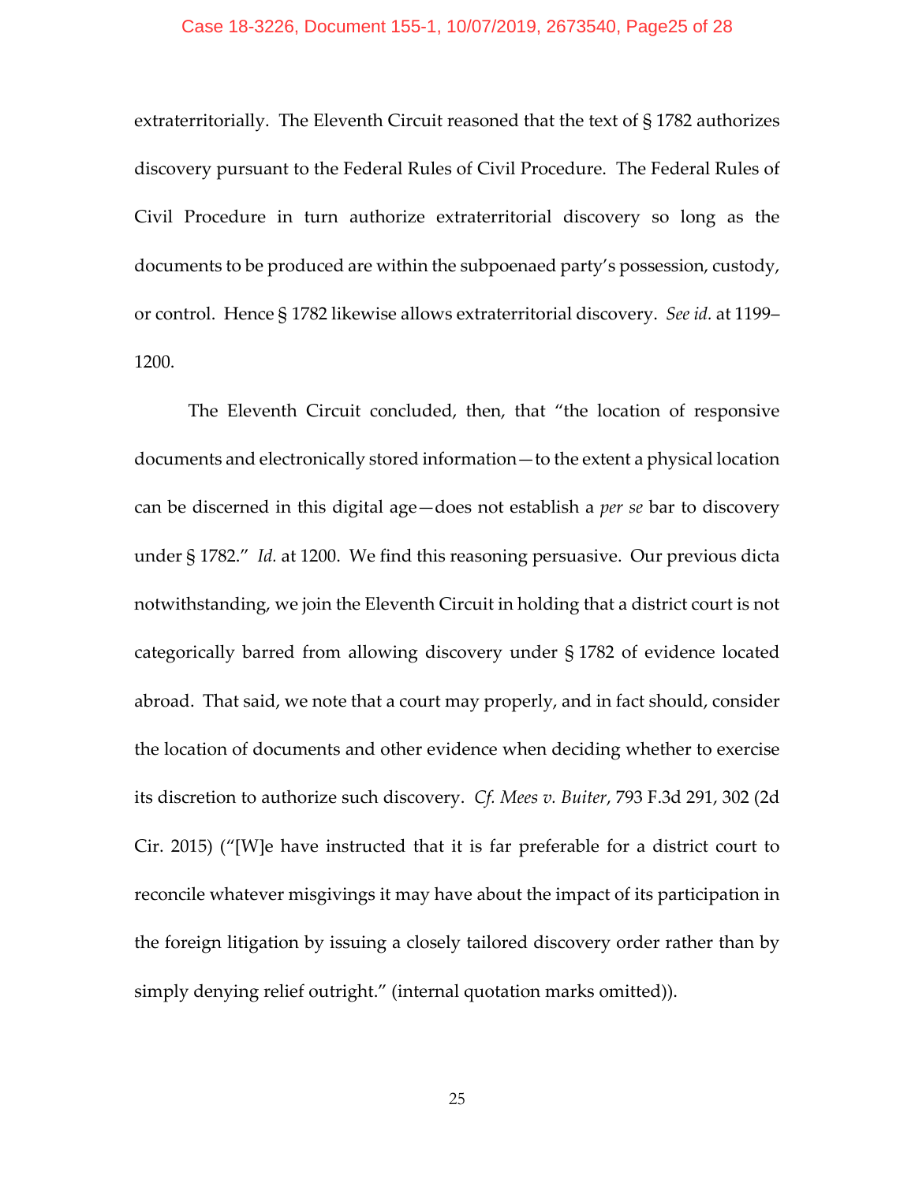extraterritorially. The Eleventh Circuit reasoned that the text of § 1782 authorizes discovery pursuant to the Federal Rules of Civil Procedure. The Federal Rules of Civil Procedure in turn authorize extraterritorial discovery so long as the documents to be produced are within the subpoenaed party's possession, custody, or control. Hence § 1782 likewise allows extraterritorial discovery. *See id.* at 1199–1200.

The Eleventh Circuit concluded, then, that "the location of responsive documents and electronically stored information—to the extent a physical location can be discerned in this digital age—does not establish a *per se* bar to discovery under § 1782." *Id.* at 1200. We find this reasoning persuasive. Our previous dicta notwithstanding, we join the Eleventh Circuit in holding that a district court is not categorically barred from allowing discovery under § 1782 of evidence located abroad. That said, we note that a court may properly, and in fact should, consider the location of documents and other evidence when deciding whether to exercise its discretion to authorize such discovery. *Cf. Mees v. Buiter*, 793 F.3d 291, 302 (2d Cir. 2015) ("[W]e have instructed that it is far preferable for a district court to reconcile whatever misgivings it may have about the impact of its participation in the foreign litigation by issuing a closely tailored discovery order rather than by simply denying relief outright." (internal quotation marks omitted)).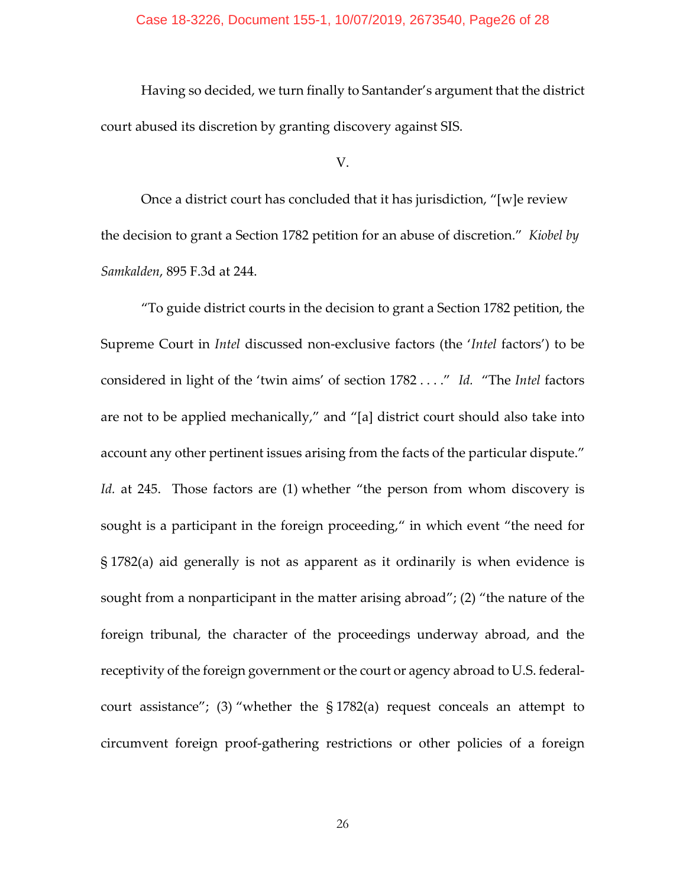Having so decided, we turn finally to Santander's argument that the district court abused its discretion by granting discovery against SIS.

V.

Once a district court has concluded that it has jurisdiction, "[w]e review the decision to grant a Section 1782 petition for an abuse of discretion." *Kiobel by Samkalden*, 895 F.3d at 244.

"To guide district courts in the decision to grant a Section 1782 petition, the Supreme Court in *Intel* discussed non-exclusive factors (the '*Intel* factors') to be considered in light of the 'twin aims' of section 1782 . . . ." *Id.* "The *Intel* factors are not to be applied mechanically," and "[a] district court should also take into account any other pertinent issues arising from the facts of the particular dispute." *Id.* at 245. Those factors are (1) whether "the person from whom discovery is sought is a participant in the foreign proceeding," in which event "the need for § 1782(a) aid generally is not as apparent as it ordinarily is when evidence is sought from a nonparticipant in the matter arising abroad"; (2) "the nature of the foreign tribunal, the character of the proceedings underway abroad, and the receptivity of the foreign government or the court or agency abroad to U.S. federal-court assistance"; (3) "whether the § 1782(a) request conceals an attempt to circumvent foreign proof-gathering restrictions or other policies of a foreign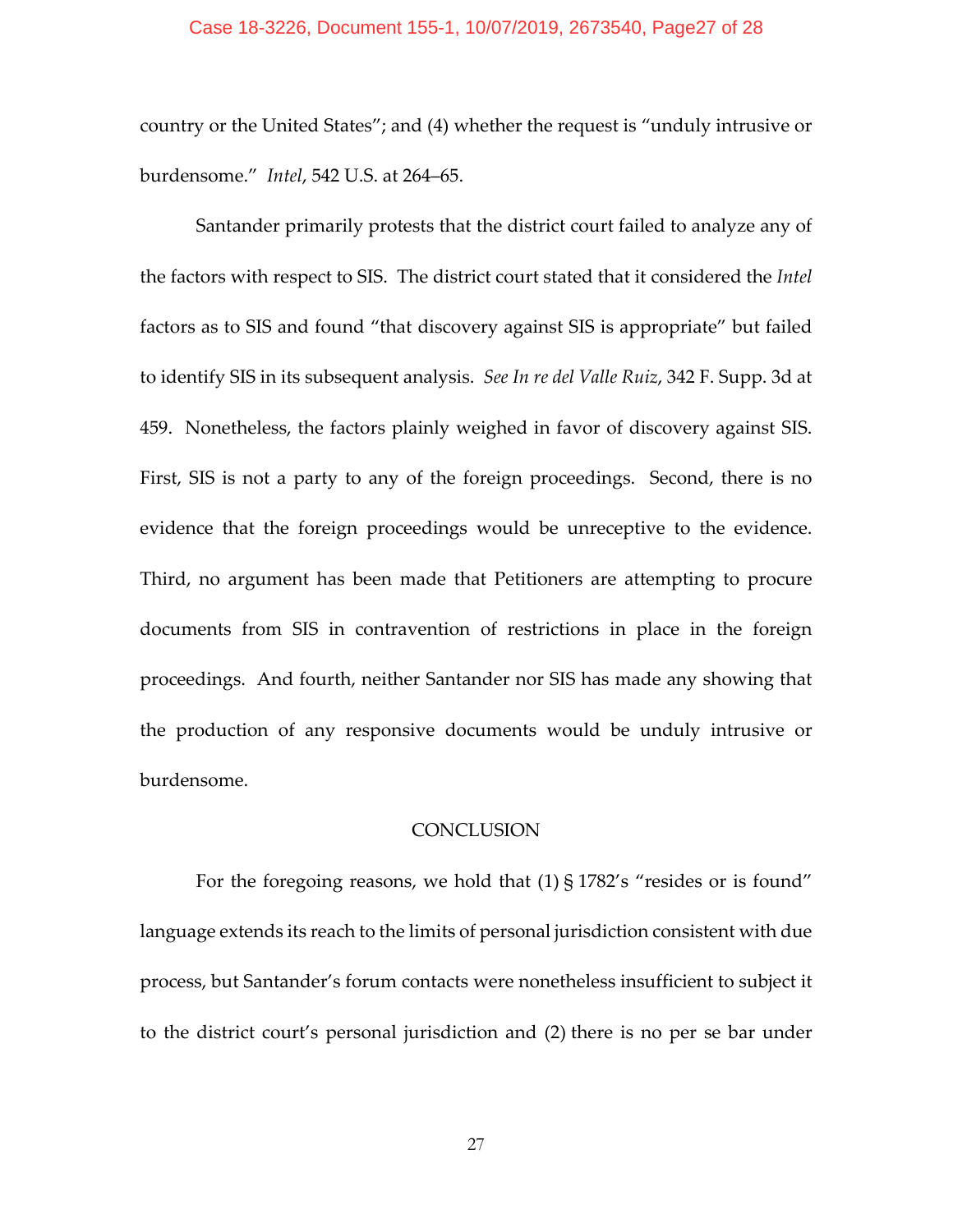country or the United States"; and (4) whether the request is "unduly intrusive or burdensome." *Intel*, 542 U.S. at 264–65.

Santander primarily protests that the district court failed to analyze any of the factors with respect to SIS. The district court stated that it considered the *Intel* factors as to SIS and found "that discovery against SIS is appropriate" but failed to identify SIS in its subsequent analysis. *See In re del Valle Ruiz*, 342 F. Supp. 3d at 459. Nonetheless, the factors plainly weighed in favor of discovery against SIS. First, SIS is not a party to any of the foreign proceedings. Second, there is no evidence that the foreign proceedings would be unreceptive to the evidence. Third, no argument has been made that Petitioners are attempting to procure documents from SIS in contravention of restrictions in place in the foreign proceedings. And fourth, neither Santander nor SIS has made any showing that the production of any responsive documents would be unduly intrusive or burdensome.

## CONCLUSION

For the foregoing reasons, we hold that (1) § 1782's "resides or is found" language extends its reach to the limits of personal jurisdiction consistent with due process, but Santander's forum contacts were nonetheless insufficient to subject it to the district court's personal jurisdiction and (2) there is no per se bar under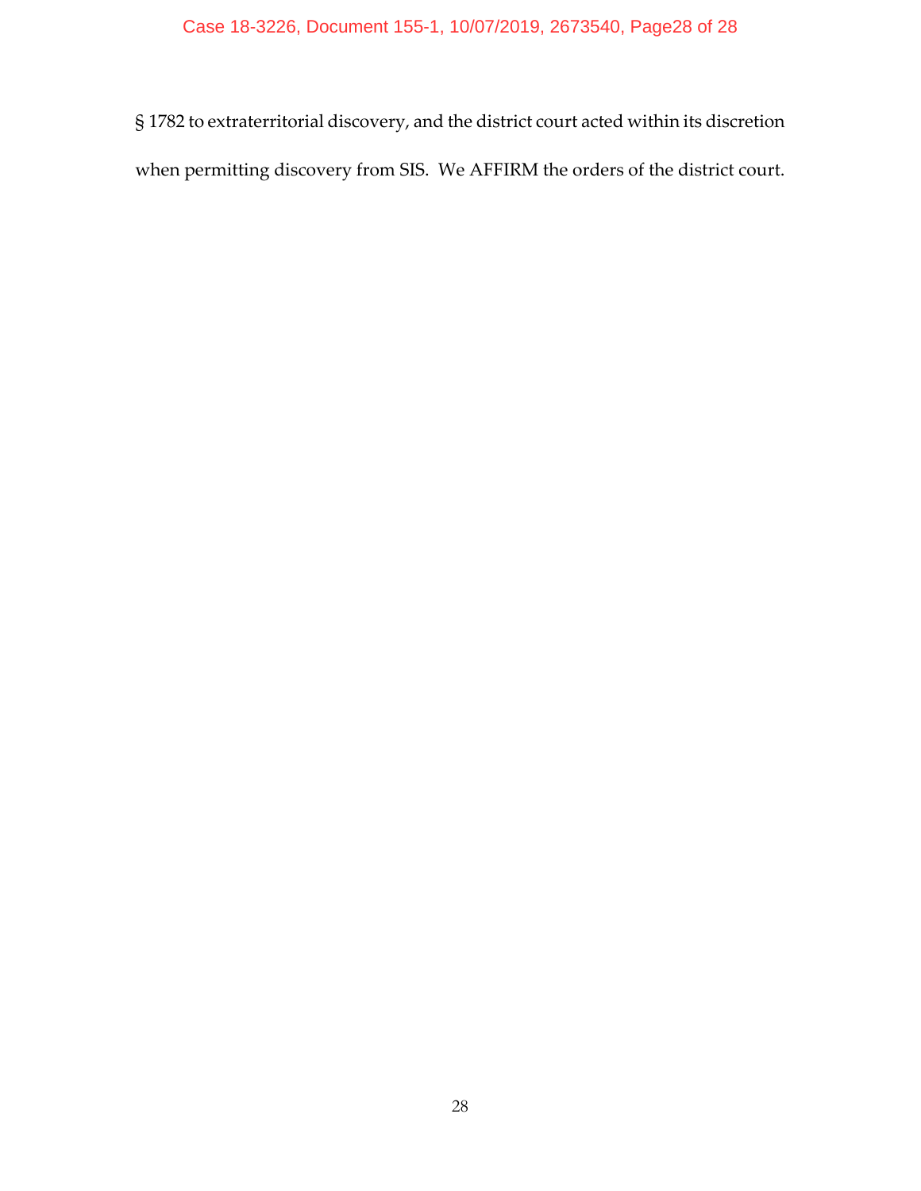§ 1782 to extraterritorial discovery, and the district court acted within its discretion when permitting discovery from SIS. We AFFIRM the orders of the district court.